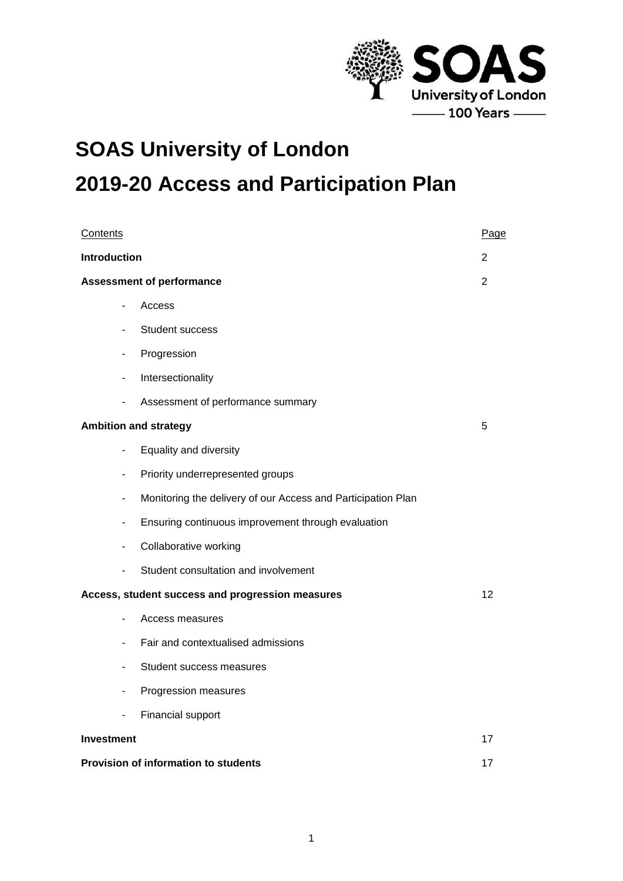# SOAS University of London

# 2019-20 Access and Participation Plan

| Contents | Page |
|---|---|
| **Introduction** | 2 |
| **Assessment of performance** | 2 |
| - Access | |
| - Student success | |
| - Progression | |
| - Intersectionality | |
| - Assessment of performance summary | |
| **Ambition and strategy** | 5 |
| - Equality and diversity | |
| - Priority underrepresented groups | |
| - Monitoring the delivery of our Access and Participation Plan | |
| - Ensuring continuous improvement through evaluation | |
| - Collaborative working | |
| - Student consultation and involvement | |
| **Access, student success and progression measures** | 12 |
| - Access measures | |
| - Fair and contextualised admissions | |
| - Student success measures | |
| - Progression measures | |
| - Financial support | |
| **Investment** | 17 |
| **Provision of information to students** | 17 |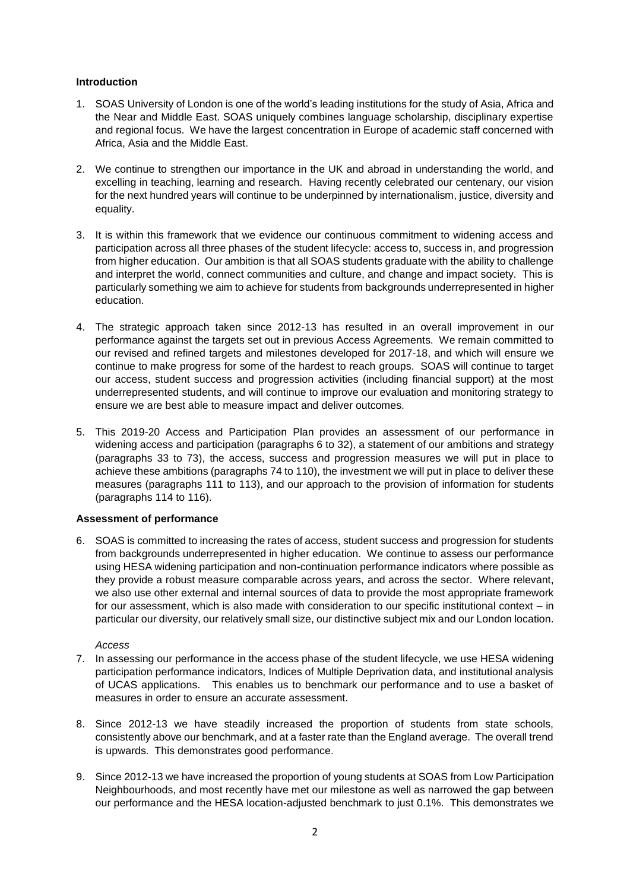**Introduction**

1. SOAS University of London is one of the world's leading institutions for the study of Asia, Africa and the Near and Middle East. SOAS uniquely combines language scholarship, disciplinary expertise and regional focus. We have the largest concentration in Europe of academic staff concerned with Africa, Asia and the Middle East.

2. We continue to strengthen our importance in the UK and abroad in understanding the world, and excelling in teaching, learning and research. Having recently celebrated our centenary, our vision for the next hundred years will continue to be underpinned by internationalism, justice, diversity and equality.

3. It is within this framework that we evidence our continuous commitment to widening access and participation across all three phases of the student lifecycle: access to, success in, and progression from higher education. Our ambition is that all SOAS students graduate with the ability to challenge and interpret the world, connect communities and culture, and change and impact society. This is particularly something we aim to achieve for students from backgrounds underrepresented in higher education.

4. The strategic approach taken since 2012-13 has resulted in an overall improvement in our performance against the targets set out in previous Access Agreements. We remain committed to our revised and refined targets and milestones developed for 2017-18, and which will ensure we continue to make progress for some of the hardest to reach groups. SOAS will continue to target our access, student success and progression activities (including financial support) at the most underrepresented students, and will continue to improve our evaluation and monitoring strategy to ensure we are best able to measure impact and deliver outcomes.

5. This 2019-20 Access and Participation Plan provides an assessment of our performance in widening access and participation (paragraphs 6 to 32), a statement of our ambitions and strategy (paragraphs 33 to 73), the access, success and progression measures we will put in place to achieve these ambitions (paragraphs 74 to 110), the investment we will put in place to deliver these measures (paragraphs 111 to 113), and our approach to the provision of information for students (paragraphs 114 to 116).

**Assessment of performance**

6. SOAS is committed to increasing the rates of access, student success and progression for students from backgrounds underrepresented in higher education. We continue to assess our performance using HESA widening participation and non-continuation performance indicators where possible as they provide a robust measure comparable across years, and across the sector. Where relevant, we also use other external and internal sources of data to provide the most appropriate framework for our assessment, which is also made with consideration to our specific institutional context – in particular our diversity, our relatively small size, our distinctive subject mix and our London location.

*Access*

7. In assessing our performance in the access phase of the student lifecycle, we use HESA widening participation performance indicators, Indices of Multiple Deprivation data, and institutional analysis of UCAS applications. This enables us to benchmark our performance and to use a basket of measures in order to ensure an accurate assessment.

8. Since 2012-13 we have steadily increased the proportion of students from state schools, consistently above our benchmark, and at a faster rate than the England average. The overall trend is upwards. This demonstrates good performance.

9. Since 2012-13 we have increased the proportion of young students at SOAS from Low Participation Neighbourhoods, and most recently have met our milestone as well as narrowed the gap between our performance and the HESA location-adjusted benchmark to just 0.1%. This demonstrates we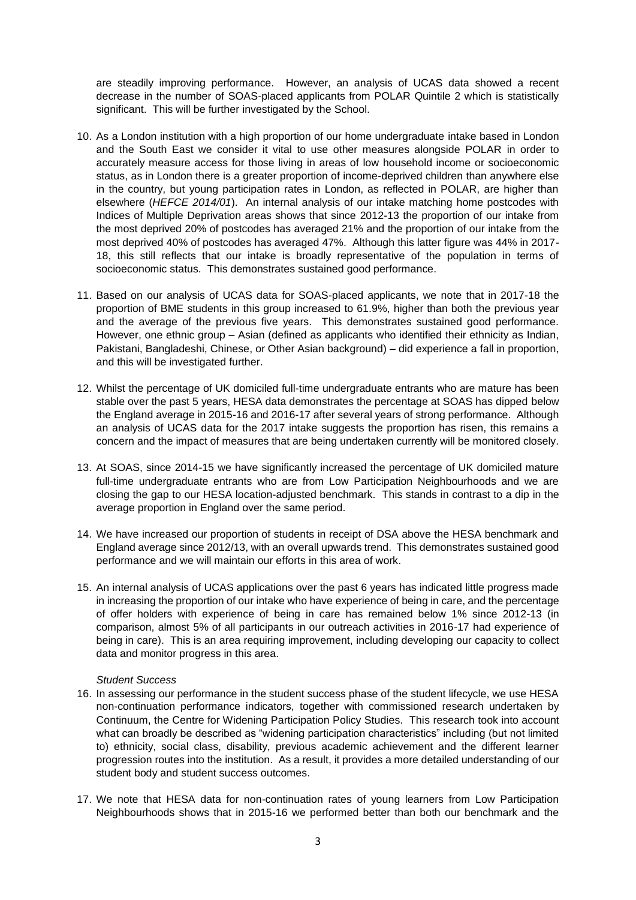are steadily improving performance. However, an analysis of UCAS data showed a recent decrease in the number of SOAS-placed applicants from POLAR Quintile 2 which is statistically significant. This will be further investigated by the School.

10. As a London institution with a high proportion of our home undergraduate intake based in London and the South East we consider it vital to use other measures alongside POLAR in order to accurately measure access for those living in areas of low household income or socioeconomic status, as in London there is a greater proportion of income-deprived children than anywhere else in the country, but young participation rates in London, as reflected in POLAR, are higher than elsewhere (*HEFCE 2014/01*). An internal analysis of our intake matching home postcodes with Indices of Multiple Deprivation areas shows that since 2012-13 the proportion of our intake from the most deprived 20% of postcodes has averaged 21% and the proportion of our intake from the most deprived 40% of postcodes has averaged 47%. Although this latter figure was 44% in 2017-18, this still reflects that our intake is broadly representative of the population in terms of socioeconomic status. This demonstrates sustained good performance.

11. Based on our analysis of UCAS data for SOAS-placed applicants, we note that in 2017-18 the proportion of BME students in this group increased to 61.9%, higher than both the previous year and the average of the previous five years. This demonstrates sustained good performance. However, one ethnic group – Asian (defined as applicants who identified their ethnicity as Indian, Pakistani, Bangladeshi, Chinese, or Other Asian background) – did experience a fall in proportion, and this will be investigated further.

12. Whilst the percentage of UK domiciled full-time undergraduate entrants who are mature has been stable over the past 5 years, HESA data demonstrates the percentage at SOAS has dipped below the England average in 2015-16 and 2016-17 after several years of strong performance. Although an analysis of UCAS data for the 2017 intake suggests the proportion has risen, this remains a concern and the impact of measures that are being undertaken currently will be monitored closely.

13. At SOAS, since 2014-15 we have significantly increased the percentage of UK domiciled mature full-time undergraduate entrants who are from Low Participation Neighbourhoods and we are closing the gap to our HESA location-adjusted benchmark. This stands in contrast to a dip in the average proportion in England over the same period.

14. We have increased our proportion of students in receipt of DSA above the HESA benchmark and England average since 2012/13, with an overall upwards trend. This demonstrates sustained good performance and we will maintain our efforts in this area of work.

15. An internal analysis of UCAS applications over the past 6 years has indicated little progress made in increasing the proportion of our intake who have experience of being in care, and the percentage of offer holders with experience of being in care has remained below 1% since 2012-13 (in comparison, almost 5% of all participants in our outreach activities in 2016-17 had experience of being in care). This is an area requiring improvement, including developing our capacity to collect data and monitor progress in this area.

*Student Success*

16. In assessing our performance in the student success phase of the student lifecycle, we use HESA non-continuation performance indicators, together with commissioned research undertaken by Continuum, the Centre for Widening Participation Policy Studies. This research took into account what can broadly be described as "widening participation characteristics" including (but not limited to) ethnicity, social class, disability, previous academic achievement and the different learner progression routes into the institution. As a result, it provides a more detailed understanding of our student body and student success outcomes.

17. We note that HESA data for non-continuation rates of young learners from Low Participation Neighbourhoods shows that in 2015-16 we performed better than both our benchmark and the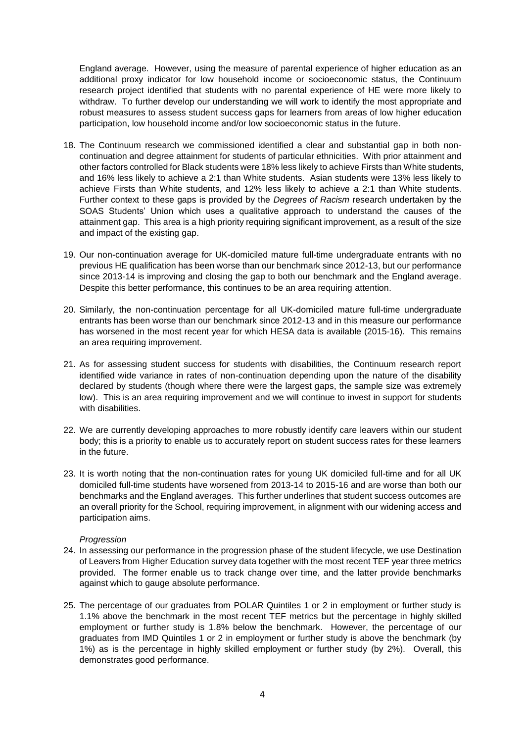England average. However, using the measure of parental experience of higher education as an additional proxy indicator for low household income or socioeconomic status, the Continuum research project identified that students with no parental experience of HE were more likely to withdraw. To further develop our understanding we will work to identify the most appropriate and robust measures to assess student success gaps for learners from areas of low higher education participation, low household income and/or low socioeconomic status in the future.

18. The Continuum research we commissioned identified a clear and substantial gap in both non-continuation and degree attainment for students of particular ethnicities. With prior attainment and other factors controlled for Black students were 18% less likely to achieve Firsts than White students, and 16% less likely to achieve a 2:1 than White students. Asian students were 13% less likely to achieve Firsts than White students, and 12% less likely to achieve a 2:1 than White students. Further context to these gaps is provided by the *Degrees of Racism* research undertaken by the SOAS Students' Union which uses a qualitative approach to understand the causes of the attainment gap. This area is a high priority requiring significant improvement, as a result of the size and impact of the existing gap.

19. Our non-continuation average for UK-domiciled mature full-time undergraduate entrants with no previous HE qualification has been worse than our benchmark since 2012-13, but our performance since 2013-14 is improving and closing the gap to both our benchmark and the England average. Despite this better performance, this continues to be an area requiring attention.

20. Similarly, the non-continuation percentage for all UK-domiciled mature full-time undergraduate entrants has been worse than our benchmark since 2012-13 and in this measure our performance has worsened in the most recent year for which HESA data is available (2015-16). This remains an area requiring improvement.

21. As for assessing student success for students with disabilities, the Continuum research report identified wide variance in rates of non-continuation depending upon the nature of the disability declared by students (though where there were the largest gaps, the sample size was extremely low). This is an area requiring improvement and we will continue to invest in support for students with disabilities.

22. We are currently developing approaches to more robustly identify care leavers within our student body; this is a priority to enable us to accurately report on student success rates for these learners in the future.

23. It is worth noting that the non-continuation rates for young UK domiciled full-time and for all UK domiciled full-time students have worsened from 2013-14 to 2015-16 and are worse than both our benchmarks and the England averages. This further underlines that student success outcomes are an overall priority for the School, requiring improvement, in alignment with our widening access and participation aims.

*Progression*

24. In assessing our performance in the progression phase of the student lifecycle, we use Destination of Leavers from Higher Education survey data together with the most recent TEF year three metrics provided. The former enable us to track change over time, and the latter provide benchmarks against which to gauge absolute performance.

25. The percentage of our graduates from POLAR Quintiles 1 or 2 in employment or further study is 1.1% above the benchmark in the most recent TEF metrics but the percentage in highly skilled employment or further study is 1.8% below the benchmark. However, the percentage of our graduates from IMD Quintiles 1 or 2 in employment or further study is above the benchmark (by 1%) as is the percentage in highly skilled employment or further study (by 2%). Overall, this demonstrates good performance.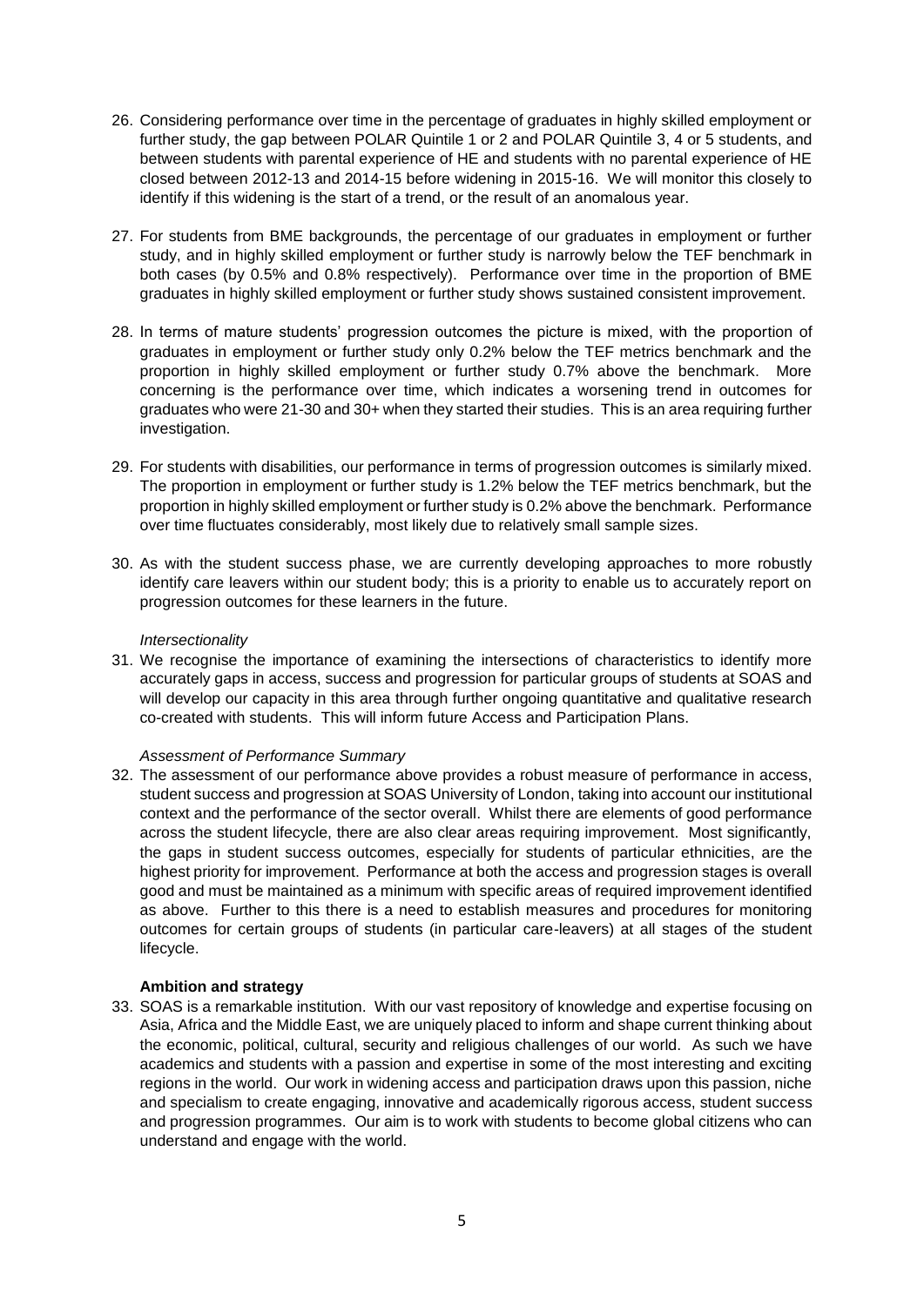26. Considering performance over time in the percentage of graduates in highly skilled employment or further study, the gap between POLAR Quintile 1 or 2 and POLAR Quintile 3, 4 or 5 students, and between students with parental experience of HE and students with no parental experience of HE closed between 2012-13 and 2014-15 before widening in 2015-16. We will monitor this closely to identify if this widening is the start of a trend, or the result of an anomalous year.

27. For students from BME backgrounds, the percentage of our graduates in employment or further study, and in highly skilled employment or further study is narrowly below the TEF benchmark in both cases (by 0.5% and 0.8% respectively). Performance over time in the proportion of BME graduates in highly skilled employment or further study shows sustained consistent improvement.

28. In terms of mature students' progression outcomes the picture is mixed, with the proportion of graduates in employment or further study only 0.2% below the TEF metrics benchmark and the proportion in highly skilled employment or further study 0.7% above the benchmark. More concerning is the performance over time, which indicates a worsening trend in outcomes for graduates who were 21-30 and 30+ when they started their studies. This is an area requiring further investigation.

29. For students with disabilities, our performance in terms of progression outcomes is similarly mixed. The proportion in employment or further study is 1.2% below the TEF metrics benchmark, but the proportion in highly skilled employment or further study is 0.2% above the benchmark. Performance over time fluctuates considerably, most likely due to relatively small sample sizes.

30. As with the student success phase, we are currently developing approaches to more robustly identify care leavers within our student body; this is a priority to enable us to accurately report on progression outcomes for these learners in the future.

*Intersectionality*

31. We recognise the importance of examining the intersections of characteristics to identify more accurately gaps in access, success and progression for particular groups of students at SOAS and will develop our capacity in this area through further ongoing quantitative and qualitative research co-created with students. This will inform future Access and Participation Plans.

*Assessment of Performance Summary*

32. The assessment of our performance above provides a robust measure of performance in access, student success and progression at SOAS University of London, taking into account our institutional context and the performance of the sector overall. Whilst there are elements of good performance across the student lifecycle, there are also clear areas requiring improvement. Most significantly, the gaps in student success outcomes, especially for students of particular ethnicities, are the highest priority for improvement. Performance at both the access and progression stages is overall good and must be maintained as a minimum with specific areas of required improvement identified as above. Further to this there is a need to establish measures and procedures for monitoring outcomes for certain groups of students (in particular care-leavers) at all stages of the student lifecycle.

**Ambition and strategy**

33. SOAS is a remarkable institution. With our vast repository of knowledge and expertise focusing on Asia, Africa and the Middle East, we are uniquely placed to inform and shape current thinking about the economic, political, cultural, security and religious challenges of our world. As such we have academics and students with a passion and expertise in some of the most interesting and exciting regions in the world. Our work in widening access and participation draws upon this passion, niche and specialism to create engaging, innovative and academically rigorous access, student success and progression programmes. Our aim is to work with students to become global citizens who can understand and engage with the world.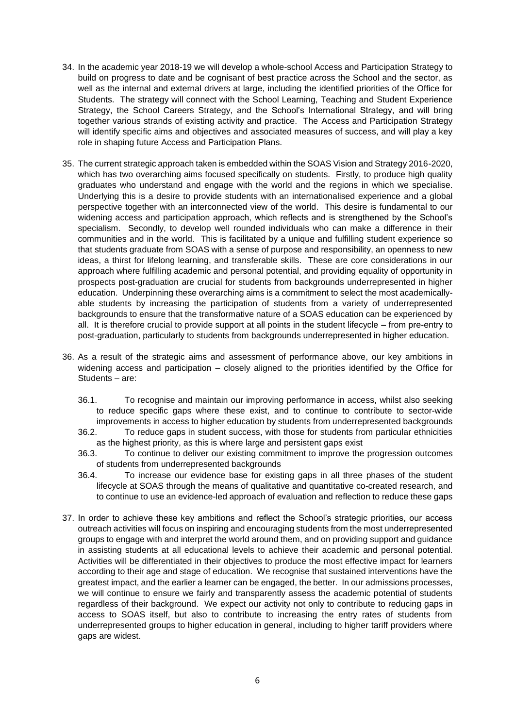34. In the academic year 2018-19 we will develop a whole-school Access and Participation Strategy to build on progress to date and be cognisant of best practice across the School and the sector, as well as the internal and external drivers at large, including the identified priorities of the Office for Students. The strategy will connect with the School Learning, Teaching and Student Experience Strategy, the School Careers Strategy, and the School's International Strategy, and will bring together various strands of existing activity and practice. The Access and Participation Strategy will identify specific aims and objectives and associated measures of success, and will play a key role in shaping future Access and Participation Plans.

35. The current strategic approach taken is embedded within the SOAS Vision and Strategy 2016-2020, which has two overarching aims focused specifically on students. Firstly, to produce high quality graduates who understand and engage with the world and the regions in which we specialise. Underlying this is a desire to provide students with an internationalised experience and a global perspective together with an interconnected view of the world. This desire is fundamental to our widening access and participation approach, which reflects and is strengthened by the School's specialism. Secondly, to develop well rounded individuals who can make a difference in their communities and in the world. This is facilitated by a unique and fulfilling student experience so that students graduate from SOAS with a sense of purpose and responsibility, an openness to new ideas, a thirst for lifelong learning, and transferable skills. These are core considerations in our approach where fulfilling academic and personal potential, and providing equality of opportunity in prospects post-graduation are crucial for students from backgrounds underrepresented in higher education. Underpinning these overarching aims is a commitment to select the most academically-able students by increasing the participation of students from a variety of underrepresented backgrounds to ensure that the transformative nature of a SOAS education can be experienced by all. It is therefore crucial to provide support at all points in the student lifecycle – from pre-entry to post-graduation, particularly to students from backgrounds underrepresented in higher education.

36. As a result of the strategic aims and assessment of performance above, our key ambitions in widening access and participation – closely aligned to the priorities identified by the Office for Students – are:

    36.1. To recognise and maintain our improving performance in access, whilst also seeking to reduce specific gaps where these exist, and to continue to contribute to sector-wide improvements in access to higher education by students from underrepresented backgrounds

    36.2. To reduce gaps in student success, with those for students from particular ethnicities as the highest priority, as this is where large and persistent gaps exist

    36.3. To continue to deliver our existing commitment to improve the progression outcomes of students from underrepresented backgrounds

    36.4. To increase our evidence base for existing gaps in all three phases of the student lifecycle at SOAS through the means of qualitative and quantitative co-created research, and to continue to use an evidence-led approach of evaluation and reflection to reduce these gaps

37. In order to achieve these key ambitions and reflect the School's strategic priorities, our access outreach activities will focus on inspiring and encouraging students from the most underrepresented groups to engage with and interpret the world around them, and on providing support and guidance in assisting students at all educational levels to achieve their academic and personal potential. Activities will be differentiated in their objectives to produce the most effective impact for learners according to their age and stage of education. We recognise that sustained interventions have the greatest impact, and the earlier a learner can be engaged, the better. In our admissions processes, we will continue to ensure we fairly and transparently assess the academic potential of students regardless of their background. We expect our activity not only to contribute to reducing gaps in access to SOAS itself, but also to contribute to increasing the entry rates of students from underrepresented groups to higher education in general, including to higher tariff providers where gaps are widest.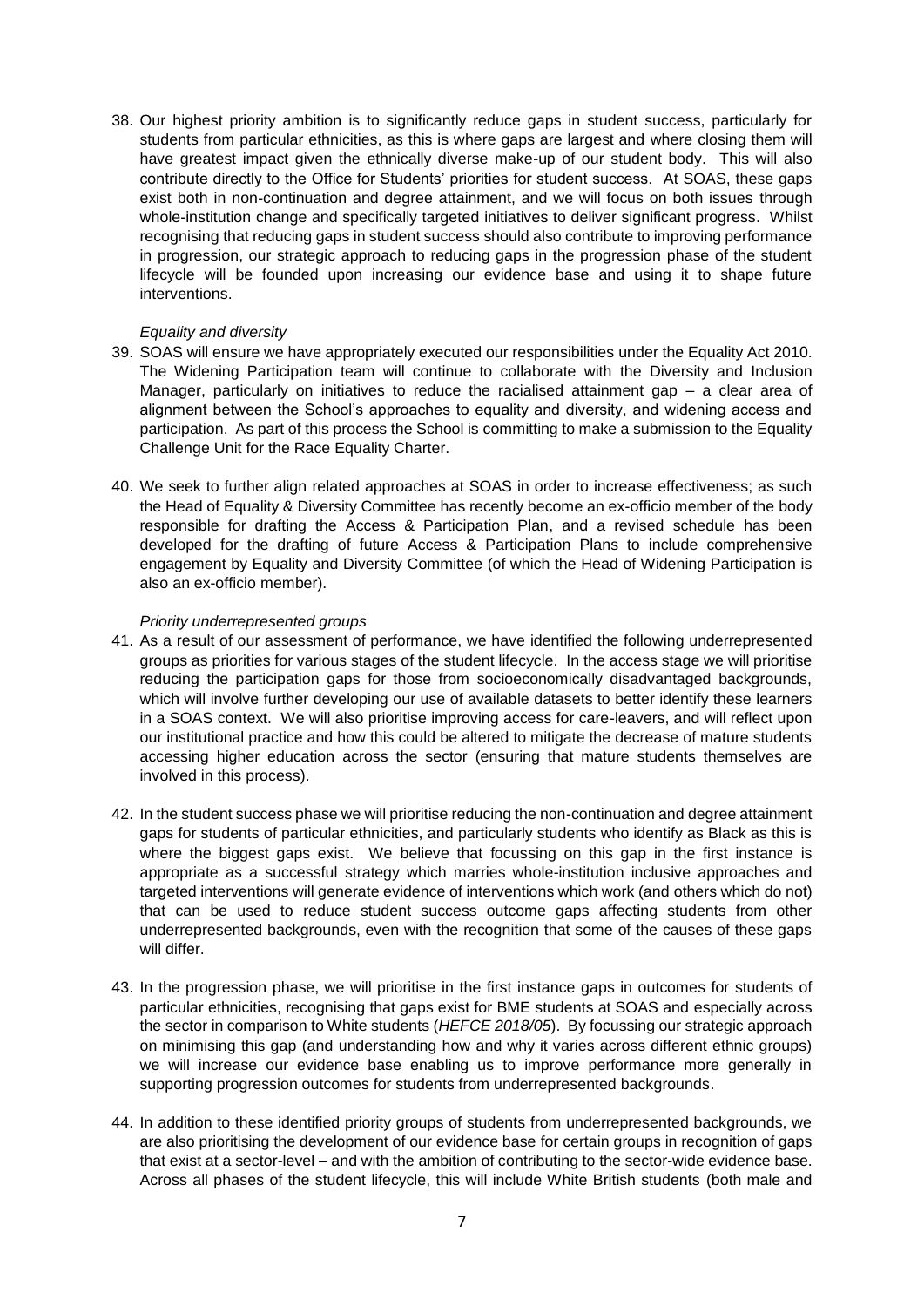38. Our highest priority ambition is to significantly reduce gaps in student success, particularly for students from particular ethnicities, as this is where gaps are largest and where closing them will have greatest impact given the ethnically diverse make-up of our student body. This will also contribute directly to the Office for Students' priorities for student success. At SOAS, these gaps exist both in non-continuation and degree attainment, and we will focus on both issues through whole-institution change and specifically targeted initiatives to deliver significant progress. Whilst recognising that reducing gaps in student success should also contribute to improving performance in progression, our strategic approach to reducing gaps in the progression phase of the student lifecycle will be founded upon increasing our evidence base and using it to shape future interventions.

*Equality and diversity*

39. SOAS will ensure we have appropriately executed our responsibilities under the Equality Act 2010. The Widening Participation team will continue to collaborate with the Diversity and Inclusion Manager, particularly on initiatives to reduce the racialised attainment gap – a clear area of alignment between the School's approaches to equality and diversity, and widening access and participation. As part of this process the School is committing to make a submission to the Equality Challenge Unit for the Race Equality Charter.

40. We seek to further align related approaches at SOAS in order to increase effectiveness; as such the Head of Equality & Diversity Committee has recently become an ex-officio member of the body responsible for drafting the Access & Participation Plan, and a revised schedule has been developed for the drafting of future Access & Participation Plans to include comprehensive engagement by Equality and Diversity Committee (of which the Head of Widening Participation is also an ex-officio member).

*Priority underrepresented groups*

41. As a result of our assessment of performance, we have identified the following underrepresented groups as priorities for various stages of the student lifecycle. In the access stage we will prioritise reducing the participation gaps for those from socioeconomically disadvantaged backgrounds, which will involve further developing our use of available datasets to better identify these learners in a SOAS context. We will also prioritise improving access for care-leavers, and will reflect upon our institutional practice and how this could be altered to mitigate the decrease of mature students accessing higher education across the sector (ensuring that mature students themselves are involved in this process).

42. In the student success phase we will prioritise reducing the non-continuation and degree attainment gaps for students of particular ethnicities, and particularly students who identify as Black as this is where the biggest gaps exist. We believe that focussing on this gap in the first instance is appropriate as a successful strategy which marries whole-institution inclusive approaches and targeted interventions will generate evidence of interventions which work (and others which do not) that can be used to reduce student success outcome gaps affecting students from other underrepresented backgrounds, even with the recognition that some of the causes of these gaps will differ.

43. In the progression phase, we will prioritise in the first instance gaps in outcomes for students of particular ethnicities, recognising that gaps exist for BME students at SOAS and especially across the sector in comparison to White students (*HEFCE 2018/05*). By focussing our strategic approach on minimising this gap (and understanding how and why it varies across different ethnic groups) we will increase our evidence base enabling us to improve performance more generally in supporting progression outcomes for students from underrepresented backgrounds.

44. In addition to these identified priority groups of students from underrepresented backgrounds, we are also prioritising the development of our evidence base for certain groups in recognition of gaps that exist at a sector-level – and with the ambition of contributing to the sector-wide evidence base. Across all phases of the student lifecycle, this will include White British students (both male and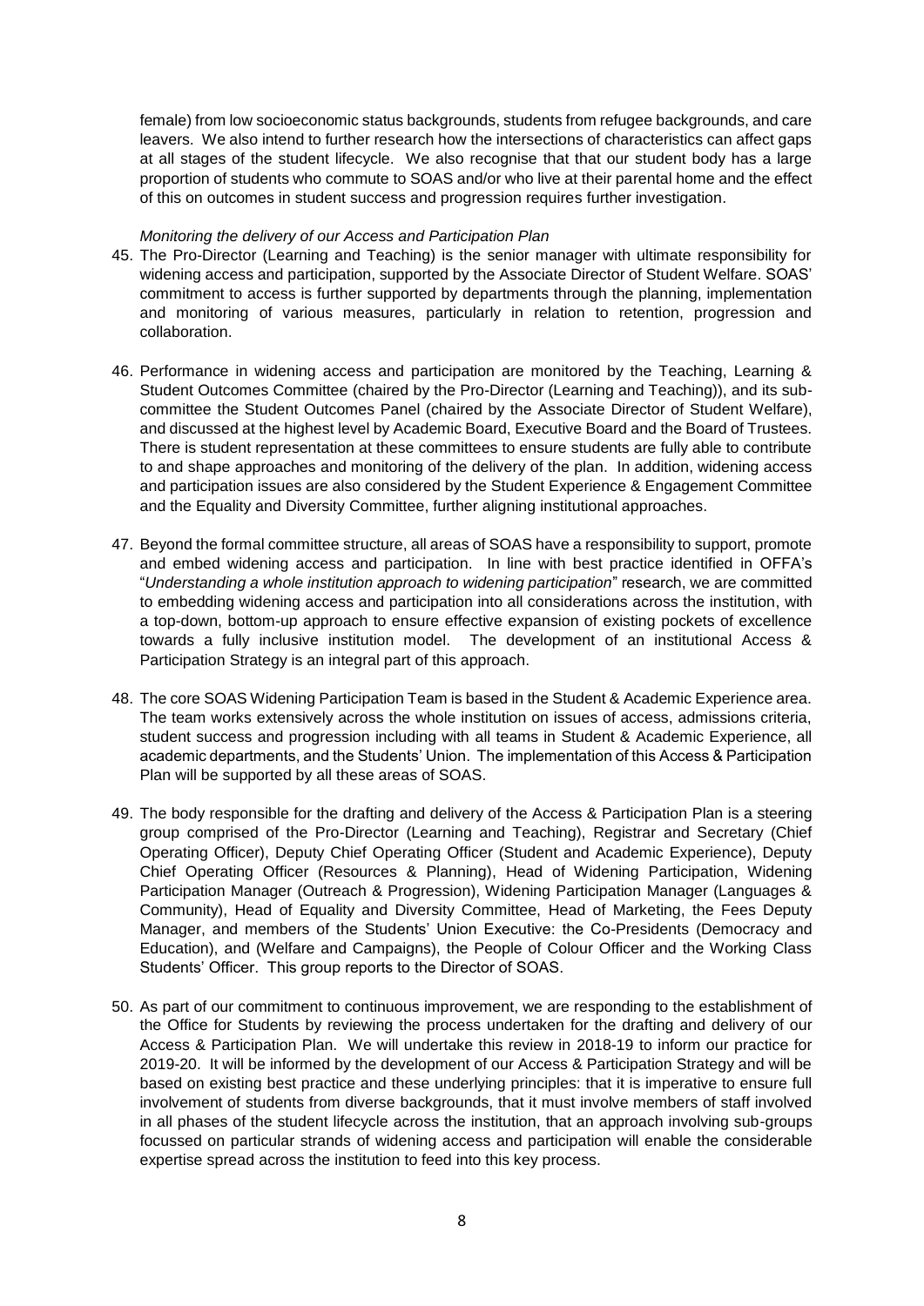female) from low socioeconomic status backgrounds, students from refugee backgrounds, and care leavers. We also intend to further research how the intersections of characteristics can affect gaps at all stages of the student lifecycle. We also recognise that that our student body has a large proportion of students who commute to SOAS and/or who live at their parental home and the effect of this on outcomes in student success and progression requires further investigation.

*Monitoring the delivery of our Access and Participation Plan*

45. The Pro-Director (Learning and Teaching) is the senior manager with ultimate responsibility for widening access and participation, supported by the Associate Director of Student Welfare. SOAS' commitment to access is further supported by departments through the planning, implementation and monitoring of various measures, particularly in relation to retention, progression and collaboration.

46. Performance in widening access and participation are monitored by the Teaching, Learning & Student Outcomes Committee (chaired by the Pro-Director (Learning and Teaching)), and its sub-committee the Student Outcomes Panel (chaired by the Associate Director of Student Welfare), and discussed at the highest level by Academic Board, Executive Board and the Board of Trustees. There is student representation at these committees to ensure students are fully able to contribute to and shape approaches and monitoring of the delivery of the plan. In addition, widening access and participation issues are also considered by the Student Experience & Engagement Committee and the Equality and Diversity Committee, further aligning institutional approaches.

47. Beyond the formal committee structure, all areas of SOAS have a responsibility to support, promote and embed widening access and participation. In line with best practice identified in OFFA's "*Understanding a whole institution approach to widening participation*" research, we are committed to embedding widening access and participation into all considerations across the institution, with a top-down, bottom-up approach to ensure effective expansion of existing pockets of excellence towards a fully inclusive institution model. The development of an institutional Access & Participation Strategy is an integral part of this approach.

48. The core SOAS Widening Participation Team is based in the Student & Academic Experience area. The team works extensively across the whole institution on issues of access, admissions criteria, student success and progression including with all teams in Student & Academic Experience, all academic departments, and the Students' Union. The implementation of this Access & Participation Plan will be supported by all these areas of SOAS.

49. The body responsible for the drafting and delivery of the Access & Participation Plan is a steering group comprised of the Pro-Director (Learning and Teaching), Registrar and Secretary (Chief Operating Officer), Deputy Chief Operating Officer (Student and Academic Experience), Deputy Chief Operating Officer (Resources & Planning), Head of Widening Participation, Widening Participation Manager (Outreach & Progression), Widening Participation Manager (Languages & Community), Head of Equality and Diversity Committee, Head of Marketing, the Fees Deputy Manager, and members of the Students' Union Executive: the Co-Presidents (Democracy and Education), and (Welfare and Campaigns), the People of Colour Officer and the Working Class Students' Officer. This group reports to the Director of SOAS.

50. As part of our commitment to continuous improvement, we are responding to the establishment of the Office for Students by reviewing the process undertaken for the drafting and delivery of our Access & Participation Plan. We will undertake this review in 2018-19 to inform our practice for 2019-20. It will be informed by the development of our Access & Participation Strategy and will be based on existing best practice and these underlying principles: that it is imperative to ensure full involvement of students from diverse backgrounds, that it must involve members of staff involved in all phases of the student lifecycle across the institution, that an approach involving sub-groups focussed on particular strands of widening access and participation will enable the considerable expertise spread across the institution to feed into this key process.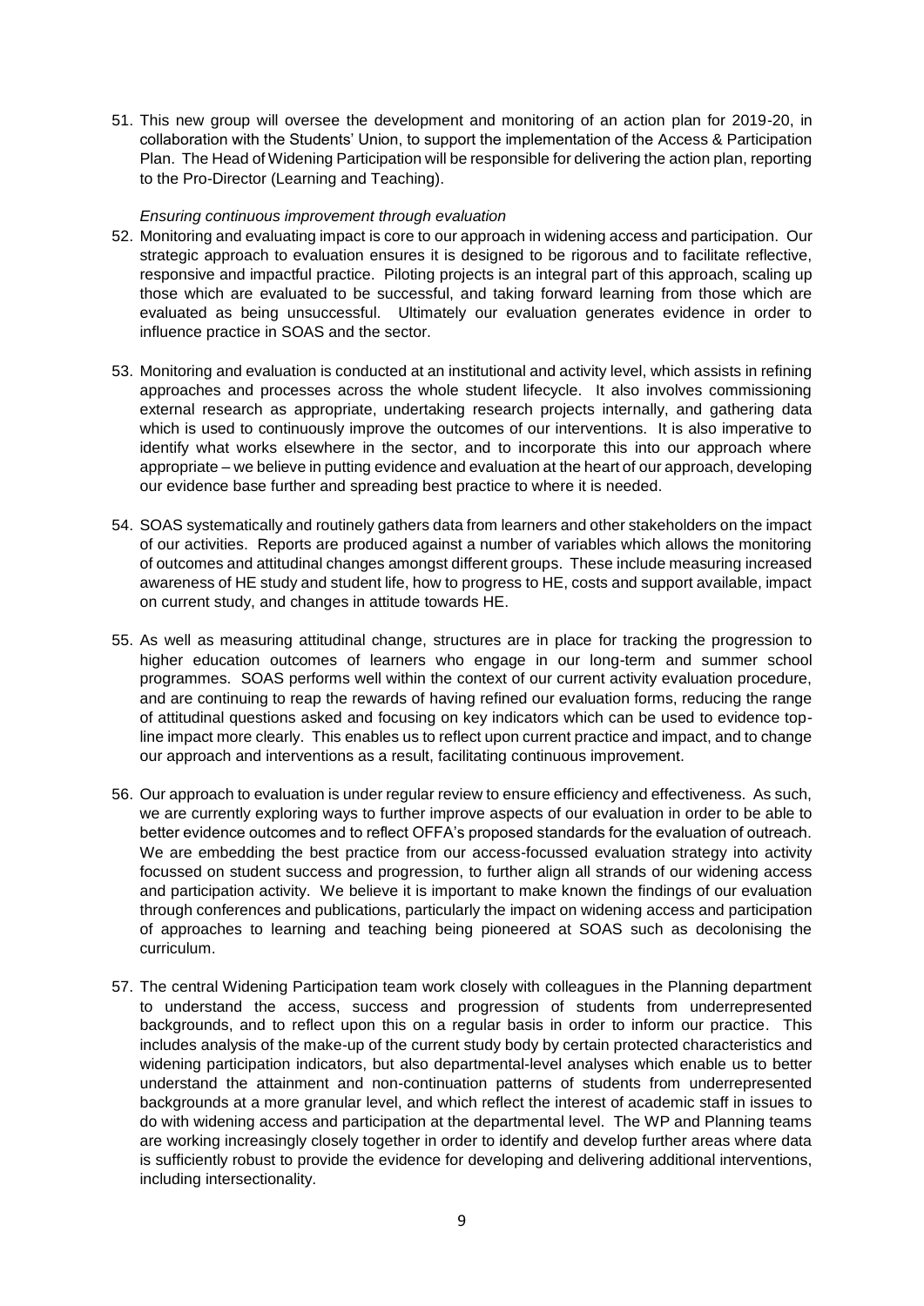51. This new group will oversee the development and monitoring of an action plan for 2019-20, in collaboration with the Students' Union, to support the implementation of the Access & Participation Plan. The Head of Widening Participation will be responsible for delivering the action plan, reporting to the Pro-Director (Learning and Teaching).

*Ensuring continuous improvement through evaluation*

52. Monitoring and evaluating impact is core to our approach in widening access and participation. Our strategic approach to evaluation ensures it is designed to be rigorous and to facilitate reflective, responsive and impactful practice. Piloting projects is an integral part of this approach, scaling up those which are evaluated to be successful, and taking forward learning from those which are evaluated as being unsuccessful. Ultimately our evaluation generates evidence in order to influence practice in SOAS and the sector.

53. Monitoring and evaluation is conducted at an institutional and activity level, which assists in refining approaches and processes across the whole student lifecycle. It also involves commissioning external research as appropriate, undertaking research projects internally, and gathering data which is used to continuously improve the outcomes of our interventions. It is also imperative to identify what works elsewhere in the sector, and to incorporate this into our approach where appropriate – we believe in putting evidence and evaluation at the heart of our approach, developing our evidence base further and spreading best practice to where it is needed.

54. SOAS systematically and routinely gathers data from learners and other stakeholders on the impact of our activities. Reports are produced against a number of variables which allows the monitoring of outcomes and attitudinal changes amongst different groups. These include measuring increased awareness of HE study and student life, how to progress to HE, costs and support available, impact on current study, and changes in attitude towards HE.

55. As well as measuring attitudinal change, structures are in place for tracking the progression to higher education outcomes of learners who engage in our long-term and summer school programmes. SOAS performs well within the context of our current activity evaluation procedure, and are continuing to reap the rewards of having refined our evaluation forms, reducing the range of attitudinal questions asked and focusing on key indicators which can be used to evidence top-line impact more clearly. This enables us to reflect upon current practice and impact, and to change our approach and interventions as a result, facilitating continuous improvement.

56. Our approach to evaluation is under regular review to ensure efficiency and effectiveness. As such, we are currently exploring ways to further improve aspects of our evaluation in order to be able to better evidence outcomes and to reflect OFFA's proposed standards for the evaluation of outreach. We are embedding the best practice from our access-focussed evaluation strategy into activity focussed on student success and progression, to further align all strands of our widening access and participation activity. We believe it is important to make known the findings of our evaluation through conferences and publications, particularly the impact on widening access and participation of approaches to learning and teaching being pioneered at SOAS such as decolonising the curriculum.

57. The central Widening Participation team work closely with colleagues in the Planning department to understand the access, success and progression of students from underrepresented backgrounds, and to reflect upon this on a regular basis in order to inform our practice. This includes analysis of the make-up of the current study body by certain protected characteristics and widening participation indicators, but also departmental-level analyses which enable us to better understand the attainment and non-continuation patterns of students from underrepresented backgrounds at a more granular level, and which reflect the interest of academic staff in issues to do with widening access and participation at the departmental level. The WP and Planning teams are working increasingly closely together in order to identify and develop further areas where data is sufficiently robust to provide the evidence for developing and delivering additional interventions, including intersectionality.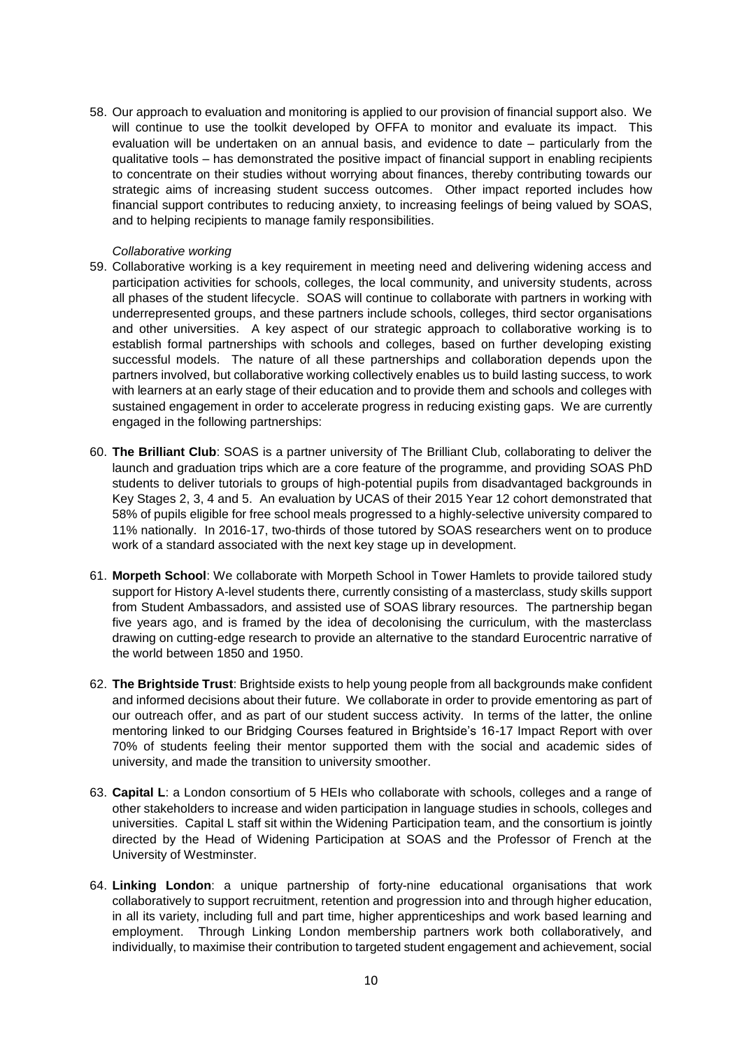58. Our approach to evaluation and monitoring is applied to our provision of financial support also. We will continue to use the toolkit developed by OFFA to monitor and evaluate its impact. This evaluation will be undertaken on an annual basis, and evidence to date – particularly from the qualitative tools – has demonstrated the positive impact of financial support in enabling recipients to concentrate on their studies without worrying about finances, thereby contributing towards our strategic aims of increasing student success outcomes. Other impact reported includes how financial support contributes to reducing anxiety, to increasing feelings of being valued by SOAS, and to helping recipients to manage family responsibilities.

*Collaborative working*

59. Collaborative working is a key requirement in meeting need and delivering widening access and participation activities for schools, colleges, the local community, and university students, across all phases of the student lifecycle. SOAS will continue to collaborate with partners in working with underrepresented groups, and these partners include schools, colleges, third sector organisations and other universities. A key aspect of our strategic approach to collaborative working is to establish formal partnerships with schools and colleges, based on further developing existing successful models. The nature of all these partnerships and collaboration depends upon the partners involved, but collaborative working collectively enables us to build lasting success, to work with learners at an early stage of their education and to provide them and schools and colleges with sustained engagement in order to accelerate progress in reducing existing gaps. We are currently engaged in the following partnerships:

60. **The Brilliant Club**: SOAS is a partner university of The Brilliant Club, collaborating to deliver the launch and graduation trips which are a core feature of the programme, and providing SOAS PhD students to deliver tutorials to groups of high-potential pupils from disadvantaged backgrounds in Key Stages 2, 3, 4 and 5. An evaluation by UCAS of their 2015 Year 12 cohort demonstrated that 58% of pupils eligible for free school meals progressed to a highly-selective university compared to 11% nationally. In 2016-17, two-thirds of those tutored by SOAS researchers went on to produce work of a standard associated with the next key stage up in development.

61. **Morpeth School**: We collaborate with Morpeth School in Tower Hamlets to provide tailored study support for History A-level students there, currently consisting of a masterclass, study skills support from Student Ambassadors, and assisted use of SOAS library resources. The partnership began five years ago, and is framed by the idea of decolonising the curriculum, with the masterclass drawing on cutting-edge research to provide an alternative to the standard Eurocentric narrative of the world between 1850 and 1950.

62. **The Brightside Trust**: Brightside exists to help young people from all backgrounds make confident and informed decisions about their future. We collaborate in order to provide ementoring as part of our outreach offer, and as part of our student success activity. In terms of the latter, the online mentoring linked to our Bridging Courses featured in Brightside's 16-17 Impact Report with over 70% of students feeling their mentor supported them with the social and academic sides of university, and made the transition to university smoother.

63. **Capital L**: a London consortium of 5 HEIs who collaborate with schools, colleges and a range of other stakeholders to increase and widen participation in language studies in schools, colleges and universities. Capital L staff sit within the Widening Participation team, and the consortium is jointly directed by the Head of Widening Participation at SOAS and the Professor of French at the University of Westminster.

64. **Linking London**: a unique partnership of forty-nine educational organisations that work collaboratively to support recruitment, retention and progression into and through higher education, in all its variety, including full and part time, higher apprenticeships and work based learning and employment. Through Linking London membership partners work both collaboratively, and individually, to maximise their contribution to targeted student engagement and achievement, social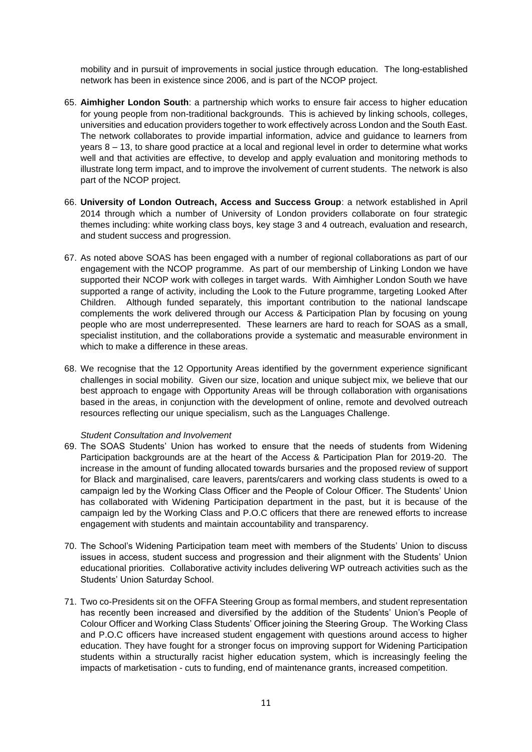mobility and in pursuit of improvements in social justice through education. The long-established network has been in existence since 2006, and is part of the NCOP project.

65. **Aimhigher London South**: a partnership which works to ensure fair access to higher education for young people from non-traditional backgrounds. This is achieved by linking schools, colleges, universities and education providers together to work effectively across London and the South East. The network collaborates to provide impartial information, advice and guidance to learners from years 8 – 13, to share good practice at a local and regional level in order to determine what works well and that activities are effective, to develop and apply evaluation and monitoring methods to illustrate long term impact, and to improve the involvement of current students. The network is also part of the NCOP project.

66. **University of London Outreach, Access and Success Group**: a network established in April 2014 through which a number of University of London providers collaborate on four strategic themes including: white working class boys, key stage 3 and 4 outreach, evaluation and research, and student success and progression.

67. As noted above SOAS has been engaged with a number of regional collaborations as part of our engagement with the NCOP programme. As part of our membership of Linking London we have supported their NCOP work with colleges in target wards. With Aimhigher London South we have supported a range of activity, including the Look to the Future programme, targeting Looked After Children. Although funded separately, this important contribution to the national landscape complements the work delivered through our Access & Participation Plan by focusing on young people who are most underrepresented. These learners are hard to reach for SOAS as a small, specialist institution, and the collaborations provide a systematic and measurable environment in which to make a difference in these areas.

68. We recognise that the 12 Opportunity Areas identified by the government experience significant challenges in social mobility. Given our size, location and unique subject mix, we believe that our best approach to engage with Opportunity Areas will be through collaboration with organisations based in the areas, in conjunction with the development of online, remote and devolved outreach resources reflecting our unique specialism, such as the Languages Challenge.

*Student Consultation and Involvement*

69. The SOAS Students' Union has worked to ensure that the needs of students from Widening Participation backgrounds are at the heart of the Access & Participation Plan for 2019-20. The increase in the amount of funding allocated towards bursaries and the proposed review of support for Black and marginalised, care leavers, parents/carers and working class students is owed to a campaign led by the Working Class Officer and the People of Colour Officer. The Students' Union has collaborated with Widening Participation department in the past, but it is because of the campaign led by the Working Class and P.O.C officers that there are renewed efforts to increase engagement with students and maintain accountability and transparency.

70. The School's Widening Participation team meet with members of the Students' Union to discuss issues in access, student success and progression and their alignment with the Students' Union educational priorities. Collaborative activity includes delivering WP outreach activities such as the Students' Union Saturday School.

71. Two co-Presidents sit on the OFFA Steering Group as formal members, and student representation has recently been increased and diversified by the addition of the Students' Union's People of Colour Officer and Working Class Students' Officer joining the Steering Group. The Working Class and P.O.C officers have increased student engagement with questions around access to higher education. They have fought for a stronger focus on improving support for Widening Participation students within a structurally racist higher education system, which is increasingly feeling the impacts of marketisation - cuts to funding, end of maintenance grants, increased competition.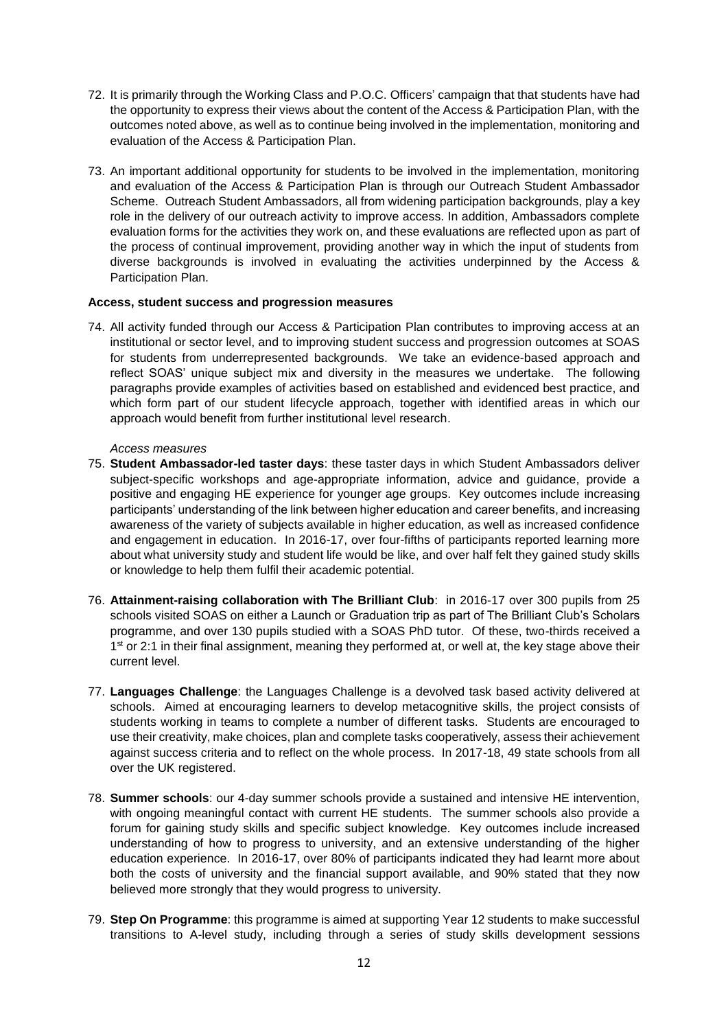72. It is primarily through the Working Class and P.O.C. Officers' campaign that that students have had the opportunity to express their views about the content of the Access & Participation Plan, with the outcomes noted above, as well as to continue being involved in the implementation, monitoring and evaluation of the Access & Participation Plan.

73. An important additional opportunity for students to be involved in the implementation, monitoring and evaluation of the Access & Participation Plan is through our Outreach Student Ambassador Scheme. Outreach Student Ambassadors, all from widening participation backgrounds, play a key role in the delivery of our outreach activity to improve access. In addition, Ambassadors complete evaluation forms for the activities they work on, and these evaluations are reflected upon as part of the process of continual improvement, providing another way in which the input of students from diverse backgrounds is involved in evaluating the activities underpinned by the Access & Participation Plan.

**Access, student success and progression measures**

74. All activity funded through our Access & Participation Plan contributes to improving access at an institutional or sector level, and to improving student success and progression outcomes at SOAS for students from underrepresented backgrounds. We take an evidence-based approach and reflect SOAS' unique subject mix and diversity in the measures we undertake. The following paragraphs provide examples of activities based on established and evidenced best practice, and which form part of our student lifecycle approach, together with identified areas in which our approach would benefit from further institutional level research.

*Access measures*

75. **Student Ambassador-led taster days**: these taster days in which Student Ambassadors deliver subject-specific workshops and age-appropriate information, advice and guidance, provide a positive and engaging HE experience for younger age groups. Key outcomes include increasing participants' understanding of the link between higher education and career benefits, and increasing awareness of the variety of subjects available in higher education, as well as increased confidence and engagement in education. In 2016-17, over four-fifths of participants reported learning more about what university study and student life would be like, and over half felt they gained study skills or knowledge to help them fulfil their academic potential.

76. **Attainment-raising collaboration with The Brilliant Club**: in 2016-17 over 300 pupils from 25 schools visited SOAS on either a Launch or Graduation trip as part of The Brilliant Club's Scholars programme, and over 130 pupils studied with a SOAS PhD tutor. Of these, two-thirds received a 1st or 2:1 in their final assignment, meaning they performed at, or well at, the key stage above their current level.

77. **Languages Challenge**: the Languages Challenge is a devolved task based activity delivered at schools. Aimed at encouraging learners to develop metacognitive skills, the project consists of students working in teams to complete a number of different tasks. Students are encouraged to use their creativity, make choices, plan and complete tasks cooperatively, assess their achievement against success criteria and to reflect on the whole process. In 2017-18, 49 state schools from all over the UK registered.

78. **Summer schools**: our 4-day summer schools provide a sustained and intensive HE intervention, with ongoing meaningful contact with current HE students. The summer schools also provide a forum for gaining study skills and specific subject knowledge. Key outcomes include increased understanding of how to progress to university, and an extensive understanding of the higher education experience. In 2016-17, over 80% of participants indicated they had learnt more about both the costs of university and the financial support available, and 90% stated that they now believed more strongly that they would progress to university.

79. **Step On Programme**: this programme is aimed at supporting Year 12 students to make successful transitions to A-level study, including through a series of study skills development sessions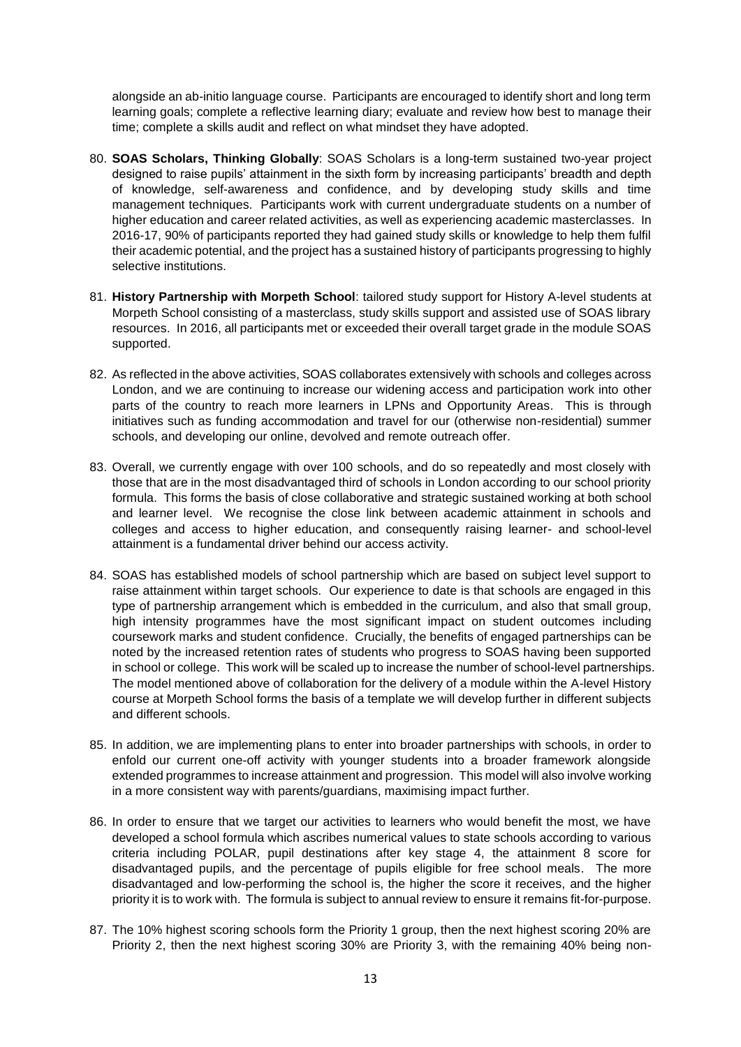alongside an ab-initio language course. Participants are encouraged to identify short and long term learning goals; complete a reflective learning diary; evaluate and review how best to manage their time; complete a skills audit and reflect on what mindset they have adopted.

80. **SOAS Scholars, Thinking Globally**: SOAS Scholars is a long-term sustained two-year project designed to raise pupils' attainment in the sixth form by increasing participants' breadth and depth of knowledge, self-awareness and confidence, and by developing study skills and time management techniques. Participants work with current undergraduate students on a number of higher education and career related activities, as well as experiencing academic masterclasses. In 2016-17, 90% of participants reported they had gained study skills or knowledge to help them fulfil their academic potential, and the project has a sustained history of participants progressing to highly selective institutions.

81. **History Partnership with Morpeth School**: tailored study support for History A-level students at Morpeth School consisting of a masterclass, study skills support and assisted use of SOAS library resources. In 2016, all participants met or exceeded their overall target grade in the module SOAS supported.

82. As reflected in the above activities, SOAS collaborates extensively with schools and colleges across London, and we are continuing to increase our widening access and participation work into other parts of the country to reach more learners in LPNs and Opportunity Areas. This is through initiatives such as funding accommodation and travel for our (otherwise non-residential) summer schools, and developing our online, devolved and remote outreach offer.

83. Overall, we currently engage with over 100 schools, and do so repeatedly and most closely with those that are in the most disadvantaged third of schools in London according to our school priority formula. This forms the basis of close collaborative and strategic sustained working at both school and learner level. We recognise the close link between academic attainment in schools and colleges and access to higher education, and consequently raising learner- and school-level attainment is a fundamental driver behind our access activity.

84. SOAS has established models of school partnership which are based on subject level support to raise attainment within target schools. Our experience to date is that schools are engaged in this type of partnership arrangement which is embedded in the curriculum, and also that small group, high intensity programmes have the most significant impact on student outcomes including coursework marks and student confidence. Crucially, the benefits of engaged partnerships can be noted by the increased retention rates of students who progress to SOAS having been supported in school or college. This work will be scaled up to increase the number of school-level partnerships. The model mentioned above of collaboration for the delivery of a module within the A-level History course at Morpeth School forms the basis of a template we will develop further in different subjects and different schools.

85. In addition, we are implementing plans to enter into broader partnerships with schools, in order to enfold our current one-off activity with younger students into a broader framework alongside extended programmes to increase attainment and progression. This model will also involve working in a more consistent way with parents/guardians, maximising impact further.

86. In order to ensure that we target our activities to learners who would benefit the most, we have developed a school formula which ascribes numerical values to state schools according to various criteria including POLAR, pupil destinations after key stage 4, the attainment 8 score for disadvantaged pupils, and the percentage of pupils eligible for free school meals. The more disadvantaged and low-performing the school is, the higher the score it receives, and the higher priority it is to work with. The formula is subject to annual review to ensure it remains fit-for-purpose.

87. The 10% highest scoring schools form the Priority 1 group, then the next highest scoring 20% are Priority 2, then the next highest scoring 30% are Priority 3, with the remaining 40% being non-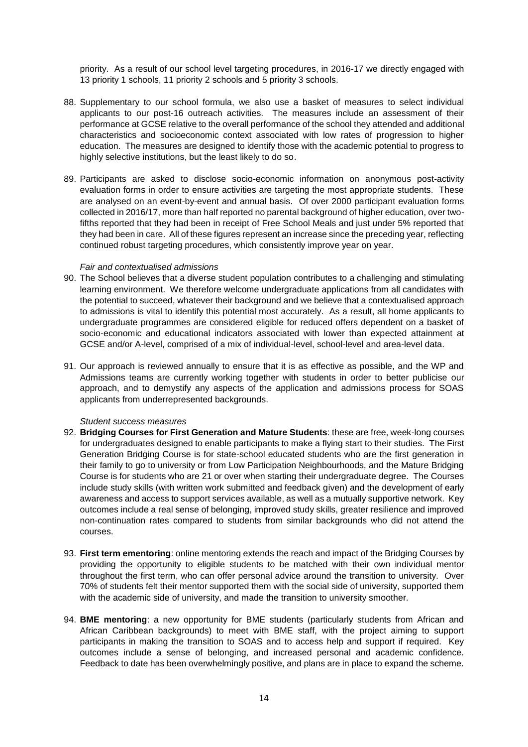priority. As a result of our school level targeting procedures, in 2016-17 we directly engaged with 13 priority 1 schools, 11 priority 2 schools and 5 priority 3 schools.

88. Supplementary to our school formula, we also use a basket of measures to select individual applicants to our post-16 outreach activities. The measures include an assessment of their performance at GCSE relative to the overall performance of the school they attended and additional characteristics and socioeconomic context associated with low rates of progression to higher education. The measures are designed to identify those with the academic potential to progress to highly selective institutions, but the least likely to do so.

89. Participants are asked to disclose socio-economic information on anonymous post-activity evaluation forms in order to ensure activities are targeting the most appropriate students. These are analysed on an event-by-event and annual basis. Of over 2000 participant evaluation forms collected in 2016/17, more than half reported no parental background of higher education, over two-fifths reported that they had been in receipt of Free School Meals and just under 5% reported that they had been in care. All of these figures represent an increase since the preceding year, reflecting continued robust targeting procedures, which consistently improve year on year.

*Fair and contextualised admissions*

90. The School believes that a diverse student population contributes to a challenging and stimulating learning environment. We therefore welcome undergraduate applications from all candidates with the potential to succeed, whatever their background and we believe that a contextualised approach to admissions is vital to identify this potential most accurately. As a result, all home applicants to undergraduate programmes are considered eligible for reduced offers dependent on a basket of socio-economic and educational indicators associated with lower than expected attainment at GCSE and/or A-level, comprised of a mix of individual-level, school-level and area-level data.

91. Our approach is reviewed annually to ensure that it is as effective as possible, and the WP and Admissions teams are currently working together with students in order to better publicise our approach, and to demystify any aspects of the application and admissions process for SOAS applicants from underrepresented backgrounds.

*Student success measures*

92. **Bridging Courses for First Generation and Mature Students**: these are free, week-long courses for undergraduates designed to enable participants to make a flying start to their studies. The First Generation Bridging Course is for state-school educated students who are the first generation in their family to go to university or from Low Participation Neighbourhoods, and the Mature Bridging Course is for students who are 21 or over when starting their undergraduate degree. The Courses include study skills (with written work submitted and feedback given) and the development of early awareness and access to support services available, as well as a mutually supportive network. Key outcomes include a real sense of belonging, improved study skills, greater resilience and improved non-continuation rates compared to students from similar backgrounds who did not attend the courses.

93. **First term ementoring**: online mentoring extends the reach and impact of the Bridging Courses by providing the opportunity to eligible students to be matched with their own individual mentor throughout the first term, who can offer personal advice around the transition to university. Over 70% of students felt their mentor supported them with the social side of university, supported them with the academic side of university, and made the transition to university smoother.

94. **BME mentoring**: a new opportunity for BME students (particularly students from African and African Caribbean backgrounds) to meet with BME staff, with the project aiming to support participants in making the transition to SOAS and to access help and support if required. Key outcomes include a sense of belonging, and increased personal and academic confidence. Feedback to date has been overwhelmingly positive, and plans are in place to expand the scheme.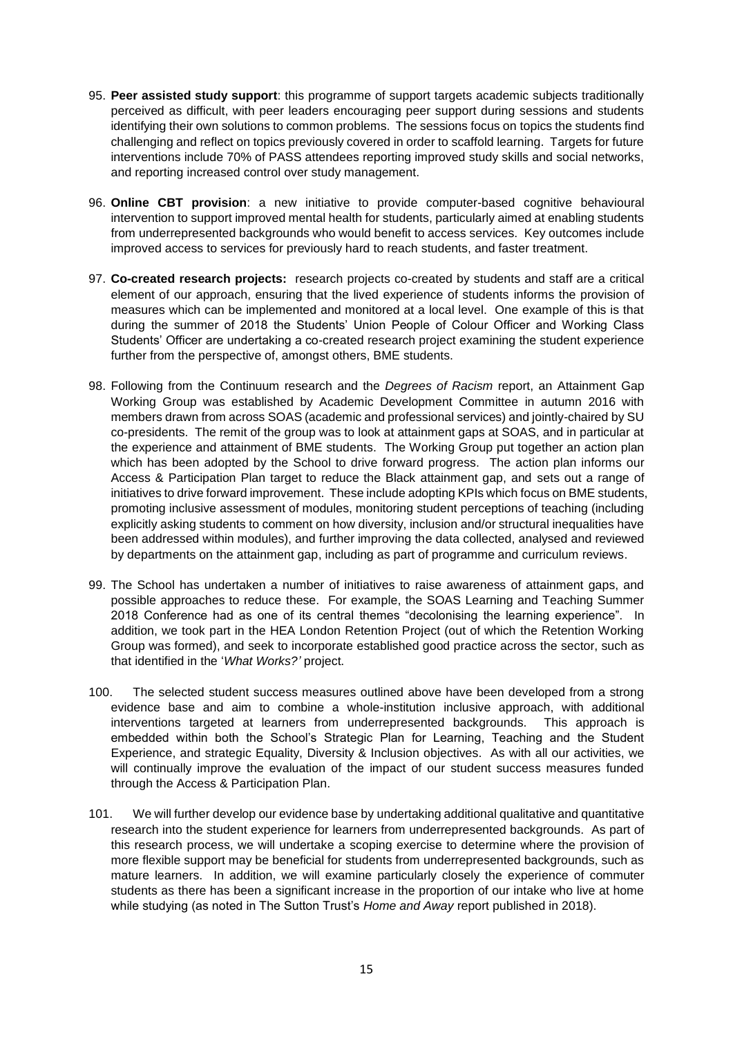95. **Peer assisted study support**: this programme of support targets academic subjects traditionally perceived as difficult, with peer leaders encouraging peer support during sessions and students identifying their own solutions to common problems. The sessions focus on topics the students find challenging and reflect on topics previously covered in order to scaffold learning. Targets for future interventions include 70% of PASS attendees reporting improved study skills and social networks, and reporting increased control over study management.

96. **Online CBT provision**: a new initiative to provide computer-based cognitive behavioural intervention to support improved mental health for students, particularly aimed at enabling students from underrepresented backgrounds who would benefit to access services. Key outcomes include improved access to services for previously hard to reach students, and faster treatment.

97. **Co-created research projects:** research projects co-created by students and staff are a critical element of our approach, ensuring that the lived experience of students informs the provision of measures which can be implemented and monitored at a local level. One example of this is that during the summer of 2018 the Students' Union People of Colour Officer and Working Class Students' Officer are undertaking a co-created research project examining the student experience further from the perspective of, amongst others, BME students.

98. Following from the Continuum research and the *Degrees of Racism* report, an Attainment Gap Working Group was established by Academic Development Committee in autumn 2016 with members drawn from across SOAS (academic and professional services) and jointly-chaired by SU co-presidents. The remit of the group was to look at attainment gaps at SOAS, and in particular at the experience and attainment of BME students. The Working Group put together an action plan which has been adopted by the School to drive forward progress. The action plan informs our Access & Participation Plan target to reduce the Black attainment gap, and sets out a range of initiatives to drive forward improvement. These include adopting KPIs which focus on BME students, promoting inclusive assessment of modules, monitoring student perceptions of teaching (including explicitly asking students to comment on how diversity, inclusion and/or structural inequalities have been addressed within modules), and further improving the data collected, analysed and reviewed by departments on the attainment gap, including as part of programme and curriculum reviews.

99. The School has undertaken a number of initiatives to raise awareness of attainment gaps, and possible approaches to reduce these. For example, the SOAS Learning and Teaching Summer 2018 Conference had as one of its central themes "decolonising the learning experience". In addition, we took part in the HEA London Retention Project (out of which the Retention Working Group was formed), and seek to incorporate established good practice across the sector, such as that identified in the '*What Works?'* project.

100. The selected student success measures outlined above have been developed from a strong evidence base and aim to combine a whole-institution inclusive approach, with additional interventions targeted at learners from underrepresented backgrounds. This approach is embedded within both the School's Strategic Plan for Learning, Teaching and the Student Experience, and strategic Equality, Diversity & Inclusion objectives. As with all our activities, we will continually improve the evaluation of the impact of our student success measures funded through the Access & Participation Plan.

101. We will further develop our evidence base by undertaking additional qualitative and quantitative research into the student experience for learners from underrepresented backgrounds. As part of this research process, we will undertake a scoping exercise to determine where the provision of more flexible support may be beneficial for students from underrepresented backgrounds, such as mature learners. In addition, we will examine particularly closely the experience of commuter students as there has been a significant increase in the proportion of our intake who live at home while studying (as noted in The Sutton Trust's *Home and Away* report published in 2018).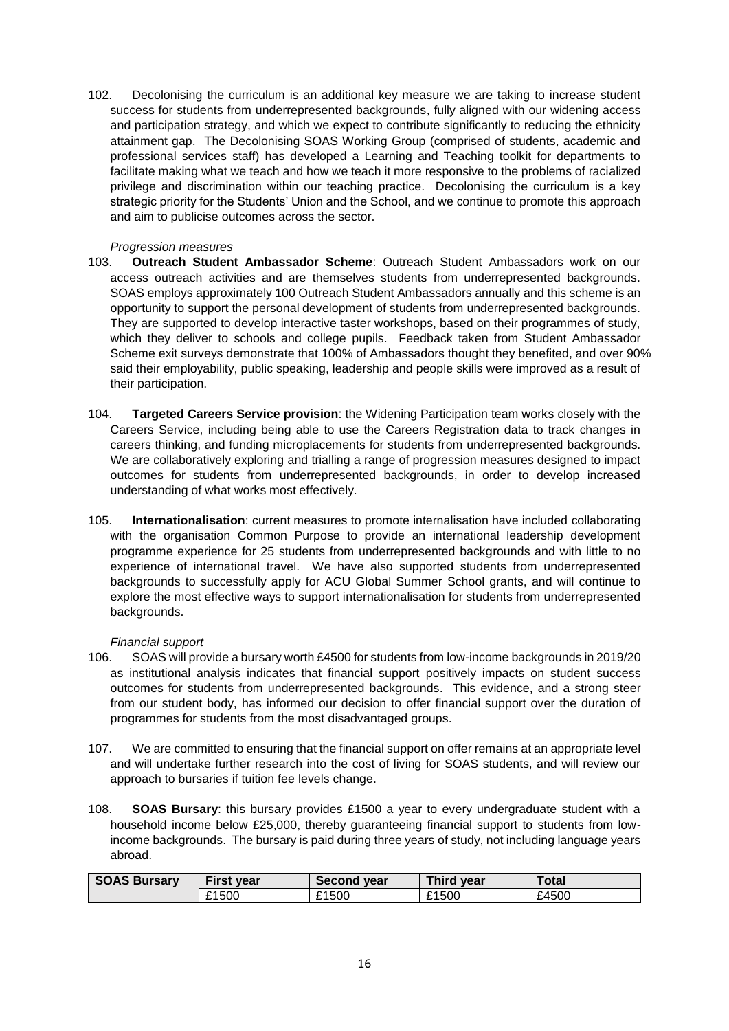102. Decolonising the curriculum is an additional key measure we are taking to increase student success for students from underrepresented backgrounds, fully aligned with our widening access and participation strategy, and which we expect to contribute significantly to reducing the ethnicity attainment gap. The Decolonising SOAS Working Group (comprised of students, academic and professional services staff) has developed a Learning and Teaching toolkit for departments to facilitate making what we teach and how we teach it more responsive to the problems of racialized privilege and discrimination within our teaching practice. Decolonising the curriculum is a key strategic priority for the Students' Union and the School, and we continue to promote this approach and aim to publicise outcomes across the sector.

*Progression measures*

103. **Outreach Student Ambassador Scheme**: Outreach Student Ambassadors work on our access outreach activities and are themselves students from underrepresented backgrounds. SOAS employs approximately 100 Outreach Student Ambassadors annually and this scheme is an opportunity to support the personal development of students from underrepresented backgrounds. They are supported to develop interactive taster workshops, based on their programmes of study, which they deliver to schools and college pupils. Feedback taken from Student Ambassador Scheme exit surveys demonstrate that 100% of Ambassadors thought they benefited, and over 90% said their employability, public speaking, leadership and people skills were improved as a result of their participation.

104. **Targeted Careers Service provision**: the Widening Participation team works closely with the Careers Service, including being able to use the Careers Registration data to track changes in careers thinking, and funding microplacements for students from underrepresented backgrounds. We are collaboratively exploring and trialling a range of progression measures designed to impact outcomes for students from underrepresented backgrounds, in order to develop increased understanding of what works most effectively.

105. **Internationalisation**: current measures to promote internalisation have included collaborating with the organisation Common Purpose to provide an international leadership development programme experience for 25 students from underrepresented backgrounds and with little to no experience of international travel. We have also supported students from underrepresented backgrounds to successfully apply for ACU Global Summer School grants, and will continue to explore the most effective ways to support internationalisation for students from underrepresented backgrounds.

*Financial support*

106. SOAS will provide a bursary worth £4500 for students from low-income backgrounds in 2019/20 as institutional analysis indicates that financial support positively impacts on student success outcomes for students from underrepresented backgrounds. This evidence, and a strong steer from our student body, has informed our decision to offer financial support over the duration of programmes for students from the most disadvantaged groups.

107. We are committed to ensuring that the financial support on offer remains at an appropriate level and will undertake further research into the cost of living for SOAS students, and will review our approach to bursaries if tuition fee levels change.

108. **SOAS Bursary**: this bursary provides £1500 a year to every undergraduate student with a household income below £25,000, thereby guaranteeing financial support to students from low-income backgrounds. The bursary is paid during three years of study, not including language years abroad.

| SOAS Bursary | First year | Second year | Third year | Total |
|---|---|---|---|---|
| | £1500 | £1500 | £1500 | £4500 |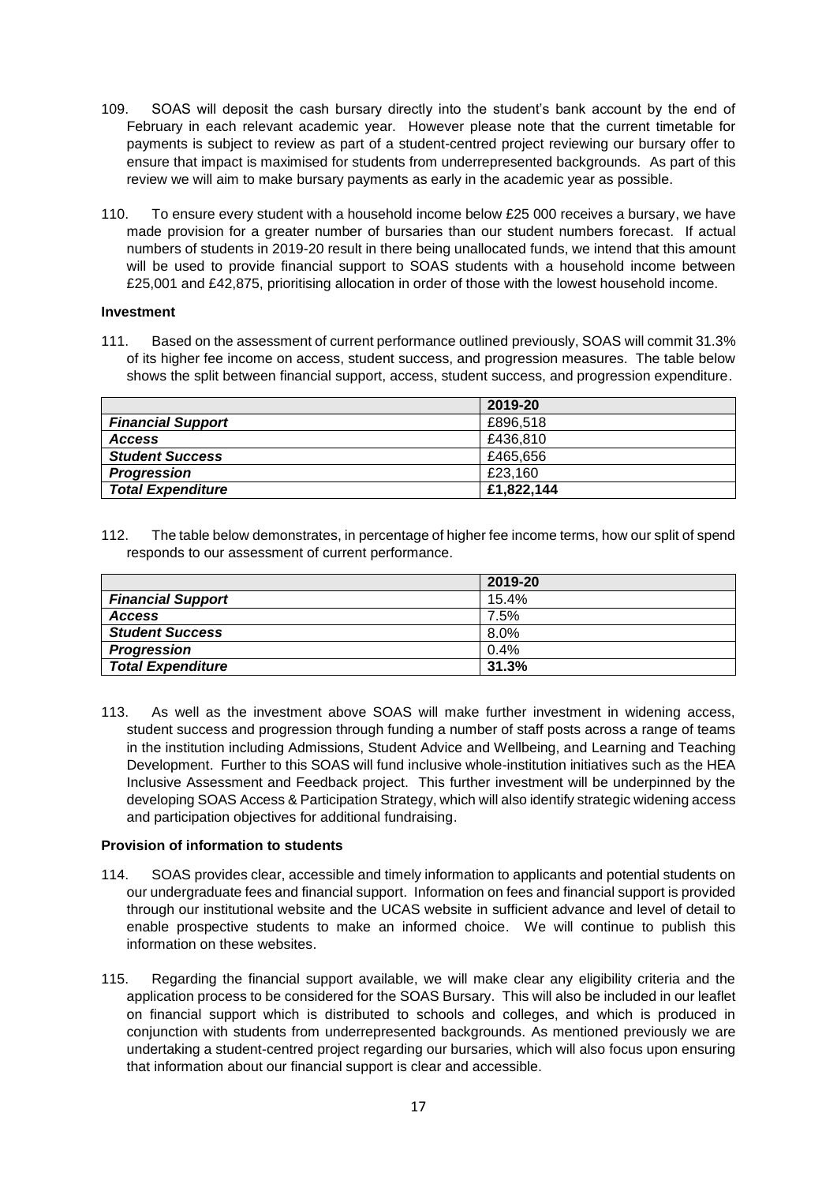109. SOAS will deposit the cash bursary directly into the student's bank account by the end of February in each relevant academic year. However please note that the current timetable for payments is subject to review as part of a student-centred project reviewing our bursary offer to ensure that impact is maximised for students from underrepresented backgrounds. As part of this review we will aim to make bursary payments as early in the academic year as possible.

110. To ensure every student with a household income below £25 000 receives a bursary, we have made provision for a greater number of bursaries than our student numbers forecast. If actual numbers of students in 2019-20 result in there being unallocated funds, we intend that this amount will be used to provide financial support to SOAS students with a household income between £25,001 and £42,875, prioritising allocation in order of those with the lowest household income.

**Investment**

111. Based on the assessment of current performance outlined previously, SOAS will commit 31.3% of its higher fee income on access, student success, and progression measures. The table below shows the split between financial support, access, student success, and progression expenditure.

| | 2019-20 |
|---|---|
| ***Financial Support*** | £896,518 |
| ***Access*** | £436,810 |
| ***Student Success*** | £465,656 |
| ***Progression*** | £23,160 |
| ***Total Expenditure*** | **£1,822,144** |

112. The table below demonstrates, in percentage of higher fee income terms, how our split of spend responds to our assessment of current performance.

| | 2019-20 |
|---|---|
| ***Financial Support*** | 15.4% |
| ***Access*** | 7.5% |
| ***Student Success*** | 8.0% |
| ***Progression*** | 0.4% |
| ***Total Expenditure*** | **31.3%** |

113. As well as the investment above SOAS will make further investment in widening access, student success and progression through funding a number of staff posts across a range of teams in the institution including Admissions, Student Advice and Wellbeing, and Learning and Teaching Development. Further to this SOAS will fund inclusive whole-institution initiatives such as the HEA Inclusive Assessment and Feedback project. This further investment will be underpinned by the developing SOAS Access & Participation Strategy, which will also identify strategic widening access and participation objectives for additional fundraising.

**Provision of information to students**

114. SOAS provides clear, accessible and timely information to applicants and potential students on our undergraduate fees and financial support. Information on fees and financial support is provided through our institutional website and the UCAS website in sufficient advance and level of detail to enable prospective students to make an informed choice. We will continue to publish this information on these websites.

115. Regarding the financial support available, we will make clear any eligibility criteria and the application process to be considered for the SOAS Bursary. This will also be included in our leaflet on financial support which is distributed to schools and colleges, and which is produced in conjunction with students from underrepresented backgrounds. As mentioned previously we are undertaking a student-centred project regarding our bursaries, which will also focus upon ensuring that information about our financial support is clear and accessible.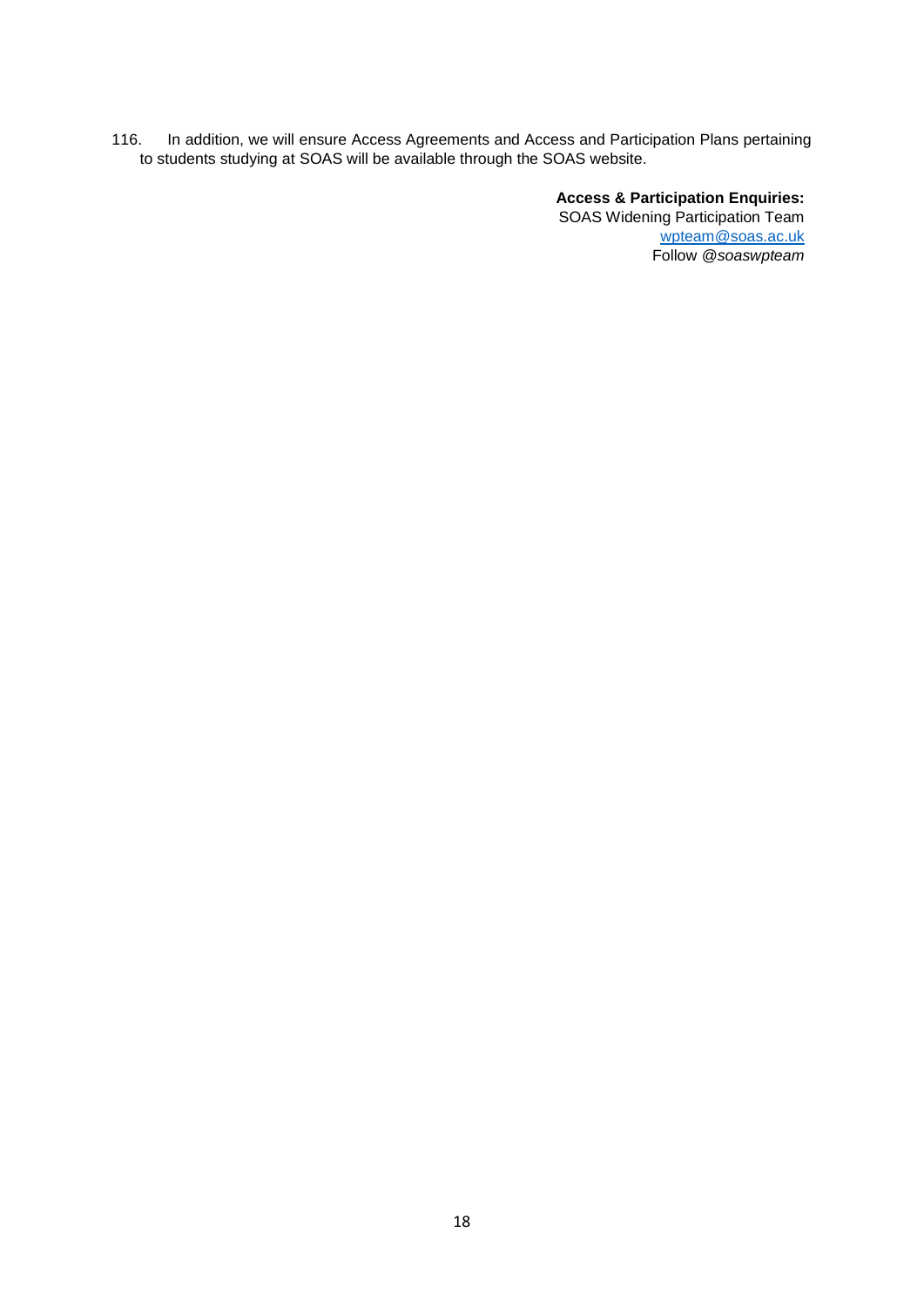116. In addition, we will ensure Access Agreements and Access and Participation Plans pertaining to students studying at SOAS will be available through the SOAS website.

**Access & Participation Enquiries:**
SOAS Widening Participation Team
wpteam@soas.ac.uk
Follow *@soaswpteam*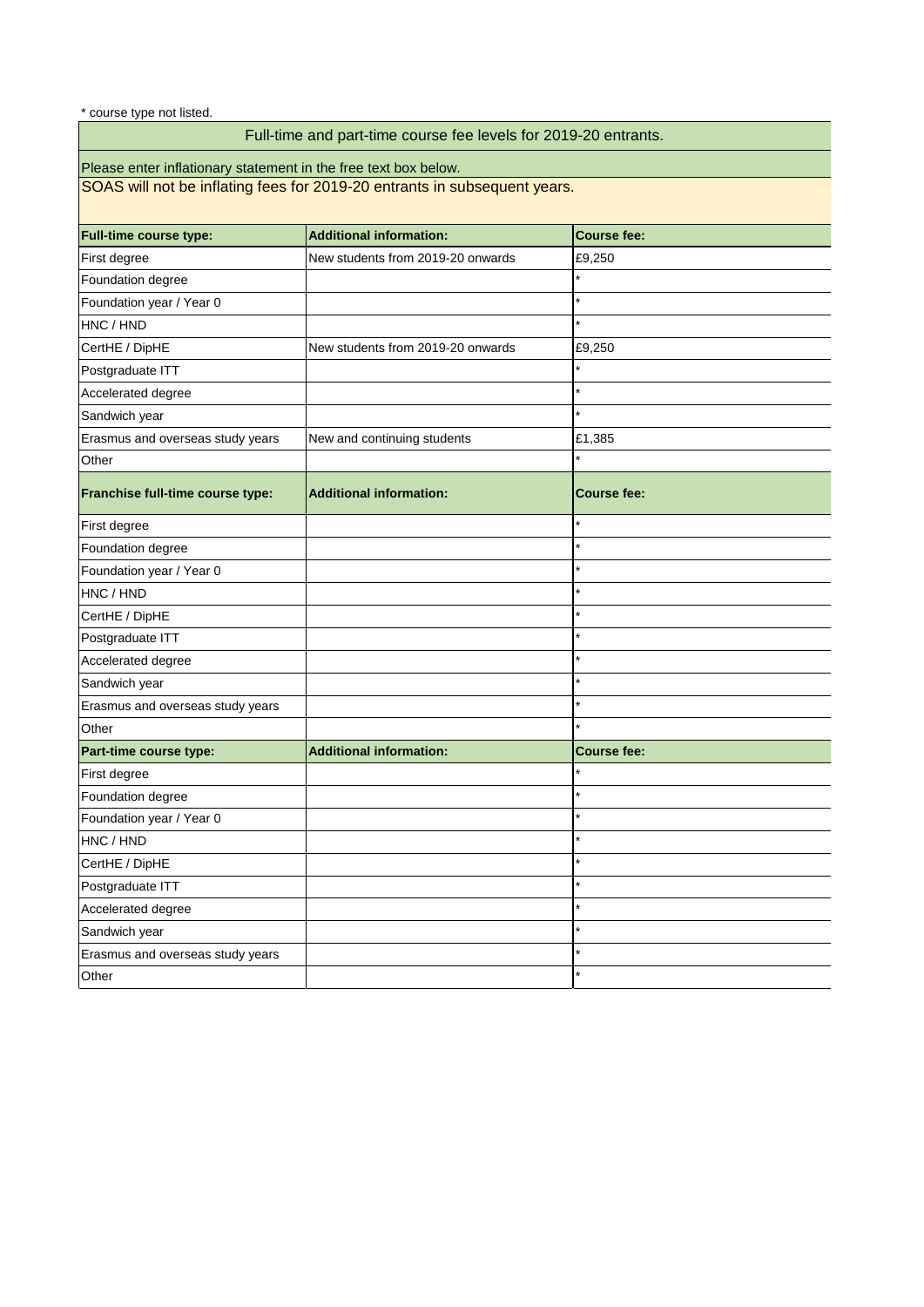\* course type not listed.

## Full-time and part-time course fee levels for 2019-20 entrants.

Please enter inflationary statement in the free text box below.

SOAS will not be inflating fees for 2019-20 entrants in subsequent years.

| Full-time course type: | Additional information: | Course fee: |
|---|---|---|
| First degree | New students from 2019-20 onwards | £9,250 |
| Foundation degree | | * |
| Foundation year / Year 0 | | * |
| HNC / HND | | * |
| CertHE / DipHE | New students from 2019-20 onwards | £9,250 |
| Postgraduate ITT | | * |
| Accelerated degree | | * |
| Sandwich year | | * |
| Erasmus and overseas study years | New and continuing students | £1,385 |
| Other | | * |
| **Franchise full-time course type:** | **Additional information:** | **Course fee:** |
| First degree | | * |
| Foundation degree | | * |
| Foundation year / Year 0 | | * |
| HNC / HND | | * |
| CertHE / DipHE | | * |
| Postgraduate ITT | | * |
| Accelerated degree | | * |
| Sandwich year | | * |
| Erasmus and overseas study years | | * |
| Other | | * |
| **Part-time course type:** | **Additional information:** | **Course fee:** |
| First degree | | * |
| Foundation degree | | * |
| Foundation year / Year 0 | | * |
| HNC / HND | | * |
| CertHE / DipHE | | * |
| Postgraduate ITT | | * |
| Accelerated degree | | * |
| Sandwich year | | * |
| Erasmus and overseas study years | | * |
| Other | | * |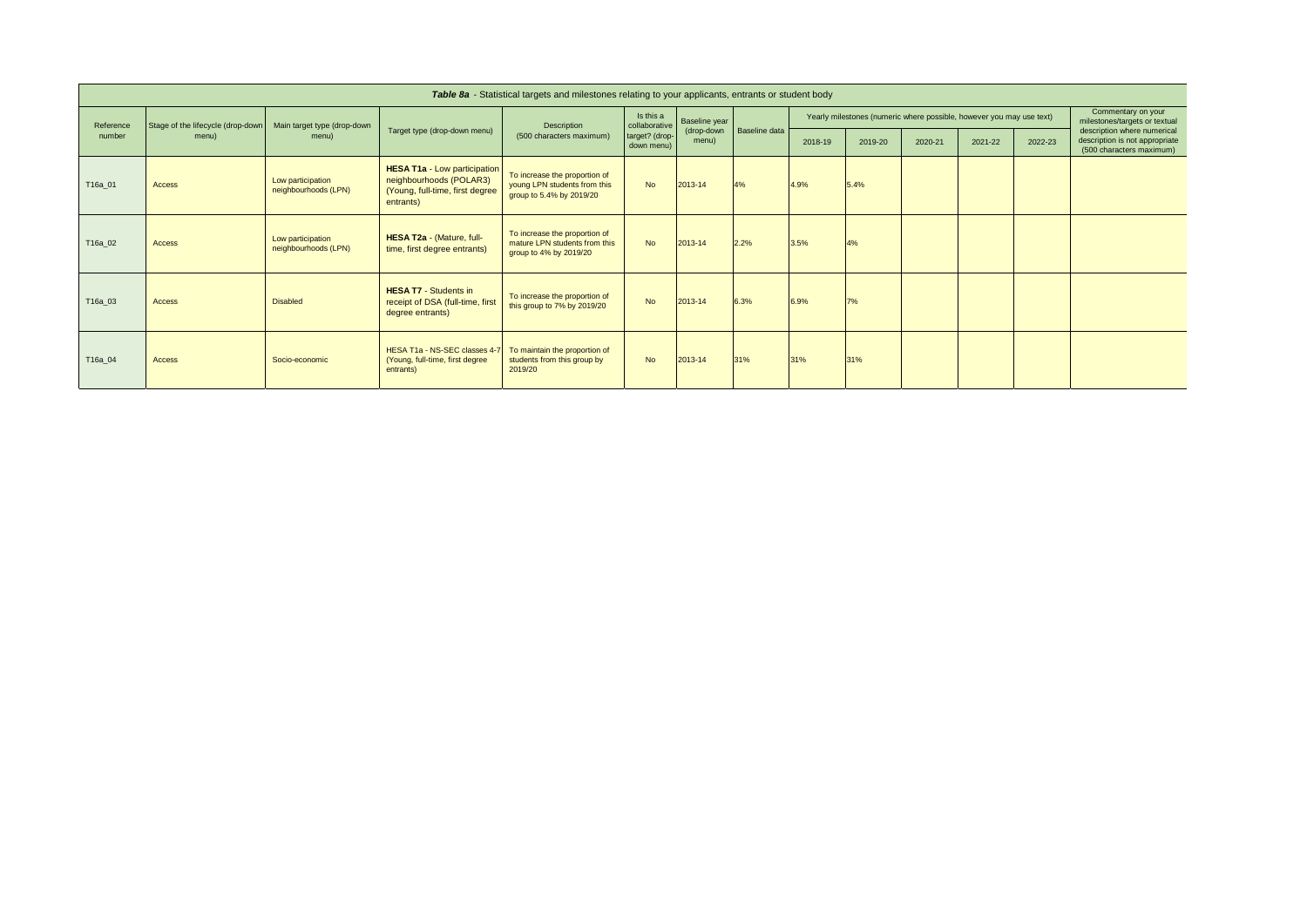| *Table 8a* - Statistical targets and milestones relating to your applicants, entrants or student body | | | | | | | | | | | | | | |
|---|---|---|---|---|---|---|---|---|---|---|---|---|---|---|
| Reference number | Stage of the lifecycle (drop-down menu) | Main target type (drop-down menu) | Target type (drop-down menu) | Description (500 characters maximum) | Is this a collaborative target? (drop-down menu) | Baseline year (drop-down menu) | Baseline data | Yearly milestones (numeric where possible, however you may use text) | | | | | Commentary on your milestones/targets or textual description where numerical description is not appropriate (500 characters maximum) |
| | | | | | | | | 2018-19 | 2019-20 | 2020-21 | 2021-22 | 2022-23 | |
| T16a_01 | Access | Low participation neighbourhoods (LPN) | **HESA T1a** - Low participation neighbourhoods (POLAR3) (Young, full-time, first degree entrants) | To increase the proportion of young LPN students from this group to 5.4% by 2019/20 | No | 2013-14 | 4% | 4.9% | 5.4% | | | | |
| T16a_02 | Access | Low participation neighbourhoods (LPN) | **HESA T2a** - (Mature, full-time, first degree entrants) | To increase the proportion of mature LPN students from this group to 4% by 2019/20 | No | 2013-14 | 2.2% | 3.5% | 4% | | | | |
| T16a_03 | Access | Disabled | **HESA T7** - Students in receipt of DSA (full-time, first degree entrants) | To increase the proportion of this group to 7% by 2019/20 | No | 2013-14 | 6.3% | 6.9% | 7% | | | | |
| T16a_04 | Access | Socio-economic | HESA T1a - NS-SEC classes 4-7 (Young, full-time, first degree entrants) | To maintain the proportion of students from this group by 2019/20 | No | 2013-14 | 31% | 31% | 31% | | | | |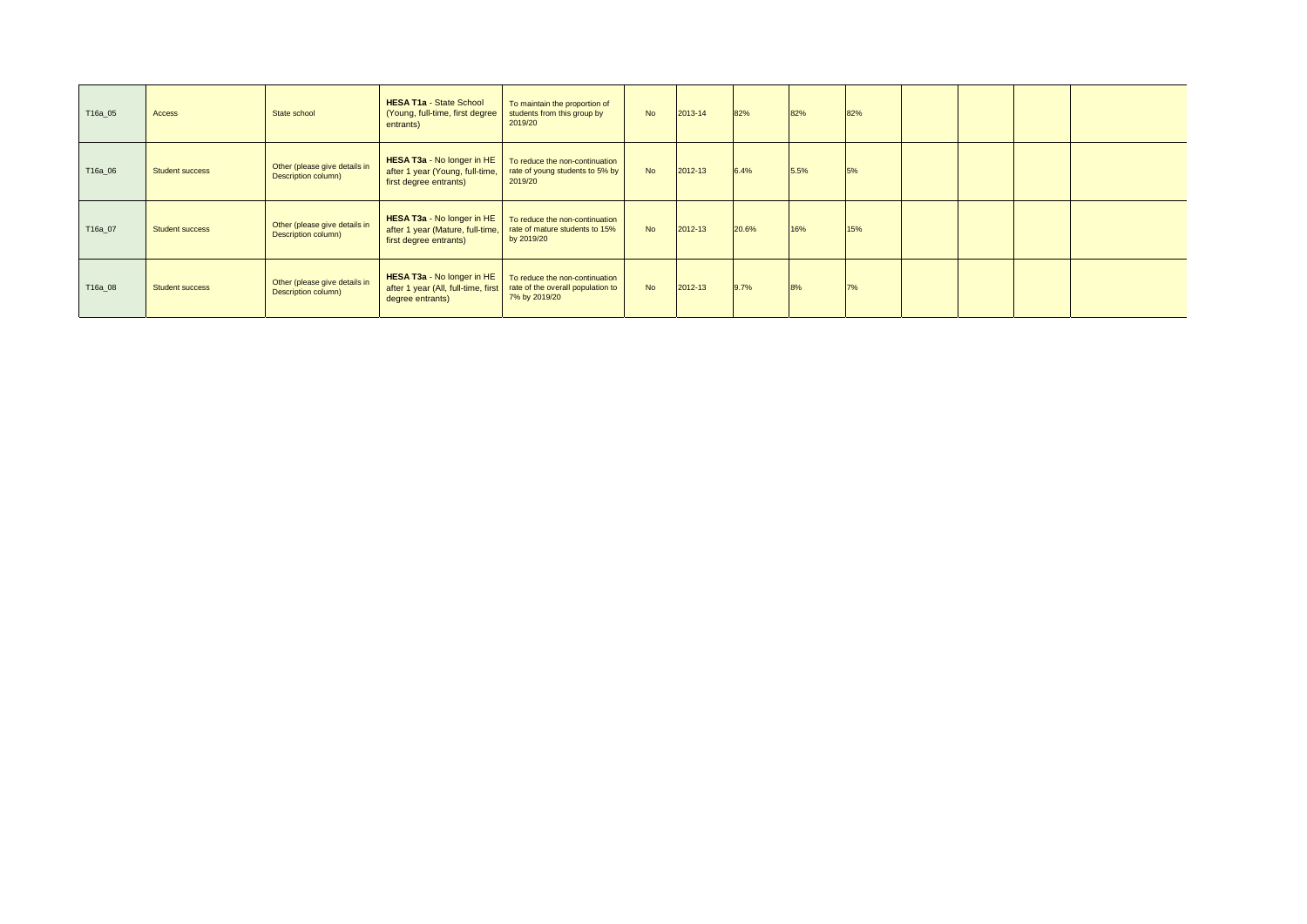| | | | | | | | | | | | | | |
|---|---|---|---|---|---|---|---|---|---|---|---|---|---|
| T16a_05 | Access | State school | **HESA T1a** - State School (Young, full-time, first degree entrants) | To maintain the proportion of students from this group by 2019/20 | No | 2013-14 | 82% | 82% | 82% | | | | |
| T16a_06 | Student success | Other (please give details in Description column) | **HESA T3a** - No longer in HE after 1 year (Young, full-time, first degree entrants) | To reduce the non-continuation rate of young students to 5% by 2019/20 | No | 2012-13 | 6.4% | 5.5% | 5% | | | | |
| T16a_07 | Student success | Other (please give details in Description column) | **HESA T3a** - No longer in HE after 1 year (Mature, full-time, first degree entrants) | To reduce the non-continuation rate of mature students to 15% by 2019/20 | No | 2012-13 | 20.6% | 16% | 15% | | | | |
| T16a_08 | Student success | Other (please give details in Description column) | **HESA T3a** - No longer in HE after 1 year (All, full-time, first degree entrants) | To reduce the non-continuation rate of the overall population to 7% by 2019/20 | No | 2012-13 | 9.7% | 8% | 7% | | | | |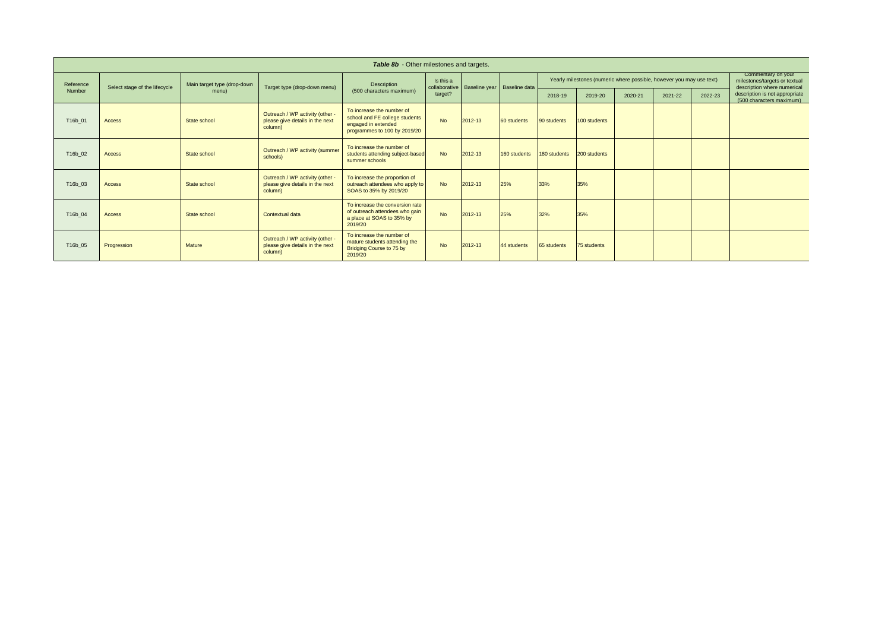**Table 8b** - Other milestones and targets.

| Reference Number | Select stage of the lifecycle | Main target type (drop-down menu) | Target type (drop-down menu) | Description (500 characters maximum) | Is this a collaborative target? | Baseline year | Baseline data | Yearly milestones (numeric where possible, however you may use text) | | | | | Commentary on your milestones/targets or textual description where numerical description is not appropriate (500 characters maximum) |
|---|---|---|---|---|---|---|---|---|---|---|---|---|---|
| | | | | | | | | 2018-19 | 2019-20 | 2020-21 | 2021-22 | 2022-23 | |
| T16b_01 | Access | State school | Outreach / WP activity (other - please give details in the next column) | To increase the number of school and FE college students engaged in extended programmes to 100 by 2019/20 | No | 2012-13 | 60 students | 90 students | 100 students | | | | |
| T16b_02 | Access | State school | Outreach / WP activity (summer schools) | To increase the number of students attending subject-based summer schools | No | 2012-13 | 160 students | 180 students | 200 students | | | | |
| T16b_03 | Access | State school | Outreach / WP activity (other - please give details in the next column) | To increase the proportion of outreach attendees who apply to SOAS to 35% by 2019/20 | No | 2012-13 | 25% | 33% | 35% | | | | |
| T16b_04 | Access | State school | Contextual data | To increase the conversion rate of outreach attendees who gain a place at SOAS to 35% by 2019/20 | No | 2012-13 | 25% | 32% | 35% | | | | |
| T16b_05 | Progression | Mature | Outreach / WP activity (other - please give details in the next column) | To increase the number of mature students attending the Bridging Course to 75 by 2019/20 | No | 2012-13 | 44 students | 65 students | 75 students | | | | |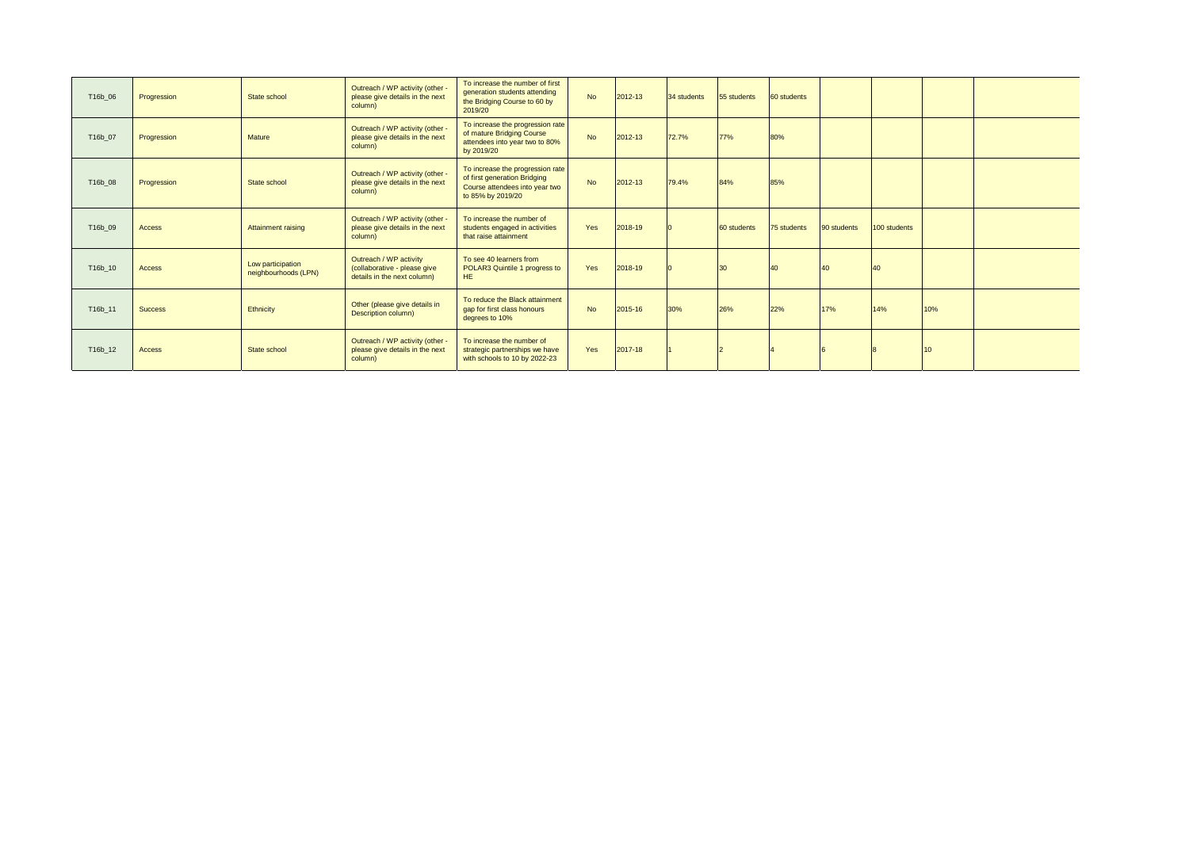| | | | | | | | | | | | | | |
|---|---|---|---|---|---|---|---|---|---|---|---|---|---|
| T16b_06 | Progression | State school | Outreach / WP activity (other - please give details in the next column) | To increase the number of first generation students attending the Bridging Course to 60 by 2019/20 | No | 2012-13 | 34 students | 55 students | 60 students | | | | |
| T16b_07 | Progression | Mature | Outreach / WP activity (other - please give details in the next column) | To increase the progression rate of mature Bridging Course attendees into year two to 80% by 2019/20 | No | 2012-13 | 72.7% | 77% | 80% | | | | |
| T16b_08 | Progression | State school | Outreach / WP activity (other - please give details in the next column) | To increase the progression rate of first generation Bridging Course attendees into year two to 85% by 2019/20 | No | 2012-13 | 79.4% | 84% | 85% | | | | |
| T16b_09 | Access | Attainment raising | Outreach / WP activity (other - please give details in the next column) | To increase the number of students engaged in activities that raise attainment | Yes | 2018-19 | 0 | 60 students | 75 students | 90 students | 100 students | | |
| T16b_10 | Access | Low participation neighbourhoods (LPN) | Outreach / WP activity (collaborative - please give details in the next column) | To see 40 learners from POLAR3 Quintile 1 progress to HE | Yes | 2018-19 | 0 | 30 | 40 | 40 | 40 | | |
| T16b_11 | Success | Ethnicity | Other (please give details in Description column) | To reduce the Black attainment gap for first class honours degrees to 10% | No | 2015-16 | 30% | 26% | 22% | 17% | 14% | 10% | |
| T16b_12 | Access | State school | Outreach / WP activity (other - please give details in the next column) | To increase the number of strategic partnerships we have with schools to 10 by 2022-23 | Yes | 2017-18 | 1 | 2 | 4 | 6 | 8 | 10 | |